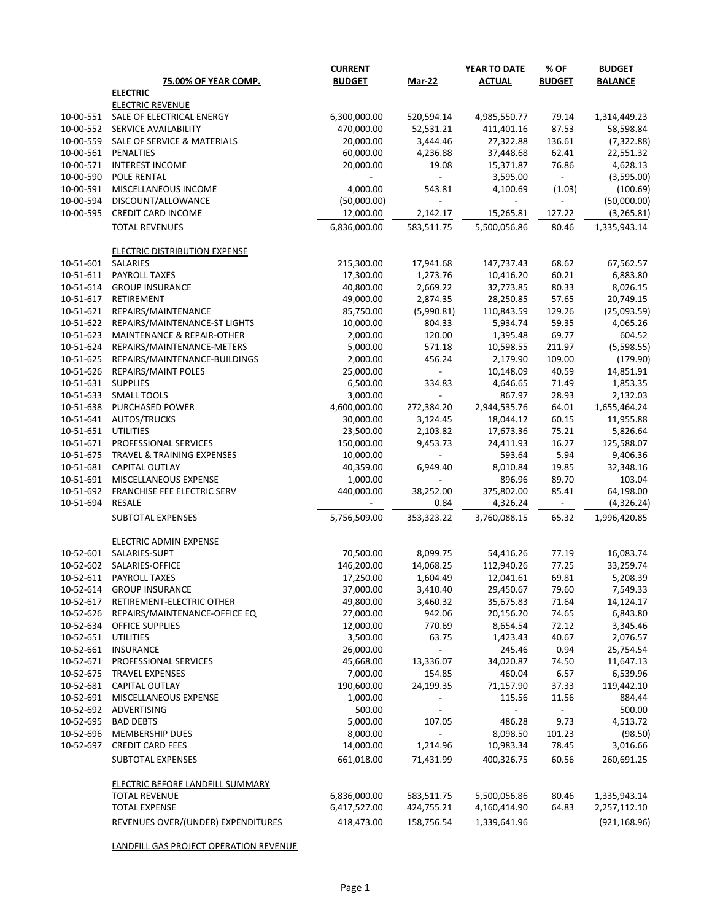| | 75.00% OF YEAR COMP. | CURRENT BUDGET | Mar-22 | YEAR TO DATE ACTUAL | % OF BUDGET | BUDGET BALANCE |
|---|---|---|---|---|---|---|
| | **ELECTRIC** | | | | | |
| | ELECTRIC REVENUE | | | | | |
| 10-00-551 | SALE OF ELECTRICAL ENERGY | 6,300,000.00 | 520,594.14 | 4,985,550.77 | 79.14 | 1,314,449.23 |
| 10-00-552 | SERVICE AVAILABILITY | 470,000.00 | 52,531.21 | 411,401.16 | 87.53 | 58,598.84 |
| 10-00-559 | SALE OF SERVICE & MATERIALS | 20,000.00 | 3,444.46 | 27,322.88 | 136.61 | (7,322.88) |
| 10-00-561 | PENALTIES | 60,000.00 | 4,236.88 | 37,448.68 | 62.41 | 22,551.32 |
| 10-00-571 | INTEREST INCOME | 20,000.00 | 19.08 | 15,371.87 | 76.86 | 4,628.13 |
| 10-00-590 | POLE RENTAL | - | - | 3,595.00 | - | (3,595.00) |
| 10-00-591 | MISCELLANEOUS INCOME | 4,000.00 | 543.81 | 4,100.69 | (1.03) | (100.69) |
| 10-00-594 | DISCOUNT/ALLOWANCE | (50,000.00) | - | - | - | (50,000.00) |
| 10-00-595 | CREDIT CARD INCOME | 12,000.00 | 2,142.17 | 15,265.81 | 127.22 | (3,265.81) |
| | TOTAL REVENUES | 6,836,000.00 | 583,511.75 | 5,500,056.86 | 80.46 | 1,335,943.14 |
| | ELECTRIC DISTRIBUTION EXPENSE | | | | | |
| 10-51-601 | SALARIES | 215,300.00 | 17,941.68 | 147,737.43 | 68.62 | 67,562.57 |
| 10-51-611 | PAYROLL TAXES | 17,300.00 | 1,273.76 | 10,416.20 | 60.21 | 6,883.80 |
| 10-51-614 | GROUP INSURANCE | 40,800.00 | 2,669.22 | 32,773.85 | 80.33 | 8,026.15 |
| 10-51-617 | RETIREMENT | 49,000.00 | 2,874.35 | 28,250.85 | 57.65 | 20,749.15 |
| 10-51-621 | REPAIRS/MAINTENANCE | 85,750.00 | (5,990.81) | 110,843.59 | 129.26 | (25,093.59) |
| 10-51-622 | REPAIRS/MAINTENANCE-ST LIGHTS | 10,000.00 | 804.33 | 5,934.74 | 59.35 | 4,065.26 |
| 10-51-623 | MAINTENANCE & REPAIR-OTHER | 2,000.00 | 120.00 | 1,395.48 | 69.77 | 604.52 |
| 10-51-624 | REPAIRS/MAINTENANCE-METERS | 5,000.00 | 571.18 | 10,598.55 | 211.97 | (5,598.55) |
| 10-51-625 | REPAIRS/MAINTENANCE-BUILDINGS | 2,000.00 | 456.24 | 2,179.90 | 109.00 | (179.90) |
| 10-51-626 | REPAIRS/MAINT POLES | 25,000.00 | - | 10,148.09 | 40.59 | 14,851.91 |
| 10-51-631 | SUPPLIES | 6,500.00 | 334.83 | 4,646.65 | 71.49 | 1,853.35 |
| 10-51-633 | SMALL TOOLS | 3,000.00 | - | 867.97 | 28.93 | 2,132.03 |
| 10-51-638 | PURCHASED POWER | 4,600,000.00 | 272,384.20 | 2,944,535.76 | 64.01 | 1,655,464.24 |
| 10-51-641 | AUTOS/TRUCKS | 30,000.00 | 3,124.45 | 18,044.12 | 60.15 | 11,955.88 |
| 10-51-651 | UTILITIES | 23,500.00 | 2,103.82 | 17,673.36 | 75.21 | 5,826.64 |
| 10-51-671 | PROFESSIONAL SERVICES | 150,000.00 | 9,453.73 | 24,411.93 | 16.27 | 125,588.07 |
| 10-51-675 | TRAVEL & TRAINING EXPENSES | 10,000.00 | - | 593.64 | 5.94 | 9,406.36 |
| 10-51-681 | CAPITAL OUTLAY | 40,359.00 | 6,949.40 | 8,010.84 | 19.85 | 32,348.16 |
| 10-51-691 | MISCELLANEOUS EXPENSE | 1,000.00 | - | 896.96 | 89.70 | 103.04 |
| 10-51-692 | FRANCHISE FEE ELECTRIC SERV | 440,000.00 | 38,252.00 | 375,802.00 | 85.41 | 64,198.00 |
| 10-51-694 | RESALE | - | 0.84 | 4,326.24 | - | (4,326.24) |
| | SUBTOTAL EXPENSES | 5,756,509.00 | 353,323.22 | 3,760,088.15 | 65.32 | 1,996,420.85 |
| | ELECTRIC ADMIN EXPENSE | | | | | |
| 10-52-601 | SALARIES-SUPT | 70,500.00 | 8,099.75 | 54,416.26 | 77.19 | 16,083.74 |
| 10-52-602 | SALARIES-OFFICE | 146,200.00 | 14,068.25 | 112,940.26 | 77.25 | 33,259.74 |
| 10-52-611 | PAYROLL TAXES | 17,250.00 | 1,604.49 | 12,041.61 | 69.81 | 5,208.39 |
| 10-52-614 | GROUP INSURANCE | 37,000.00 | 3,410.40 | 29,450.67 | 79.60 | 7,549.33 |
| 10-52-617 | RETIREMENT-ELECTRIC OTHER | 49,800.00 | 3,460.32 | 35,675.83 | 71.64 | 14,124.17 |
| 10-52-626 | REPAIRS/MAINTENANCE-OFFICE EQ | 27,000.00 | 942.06 | 20,156.20 | 74.65 | 6,843.80 |
| 10-52-634 | OFFICE SUPPLIES | 12,000.00 | 770.69 | 8,654.54 | 72.12 | 3,345.46 |
| 10-52-651 | UTILITIES | 3,500.00 | 63.75 | 1,423.43 | 40.67 | 2,076.57 |
| 10-52-661 | INSURANCE | 26,000.00 | - | 245.46 | 0.94 | 25,754.54 |
| 10-52-671 | PROFESSIONAL SERVICES | 45,668.00 | 13,336.07 | 34,020.87 | 74.50 | 11,647.13 |
| 10-52-675 | TRAVEL EXPENSES | 7,000.00 | 154.85 | 460.04 | 6.57 | 6,539.96 |
| 10-52-681 | CAPITAL OUTLAY | 190,600.00 | 24,199.35 | 71,157.90 | 37.33 | 119,442.10 |
| 10-52-691 | MISCELLANEOUS EXPENSE | 1,000.00 | - | 115.56 | 11.56 | 884.44 |
| 10-52-692 | ADVERTISING | 500.00 | - | - | - | 500.00 |
| 10-52-695 | BAD DEBTS | 5,000.00 | 107.05 | 486.28 | 9.73 | 4,513.72 |
| 10-52-696 | MEMBERSHIP DUES | 8,000.00 | - | 8,098.50 | 101.23 | (98.50) |
| 10-52-697 | CREDIT CARD FEES | 14,000.00 | 1,214.96 | 10,983.34 | 78.45 | 3,016.66 |
| | SUBTOTAL EXPENSES | 661,018.00 | 71,431.99 | 400,326.75 | 60.56 | 260,691.25 |
| | ELECTRIC BEFORE LANDFILL SUMMARY | | | | | |
| | TOTAL REVENUE | 6,836,000.00 | 583,511.75 | 5,500,056.86 | 80.46 | 1,335,943.14 |
| | TOTAL EXPENSE | 6,417,527.00 | 424,755.21 | 4,160,414.90 | 64.83 | 2,257,112.10 |
| | REVENUES OVER/(UNDER) EXPENDITURES | 418,473.00 | 158,756.54 | 1,339,641.96 | | (921,168.96) |
| | LANDFILL GAS PROJECT OPERATION REVENUE | | | | | |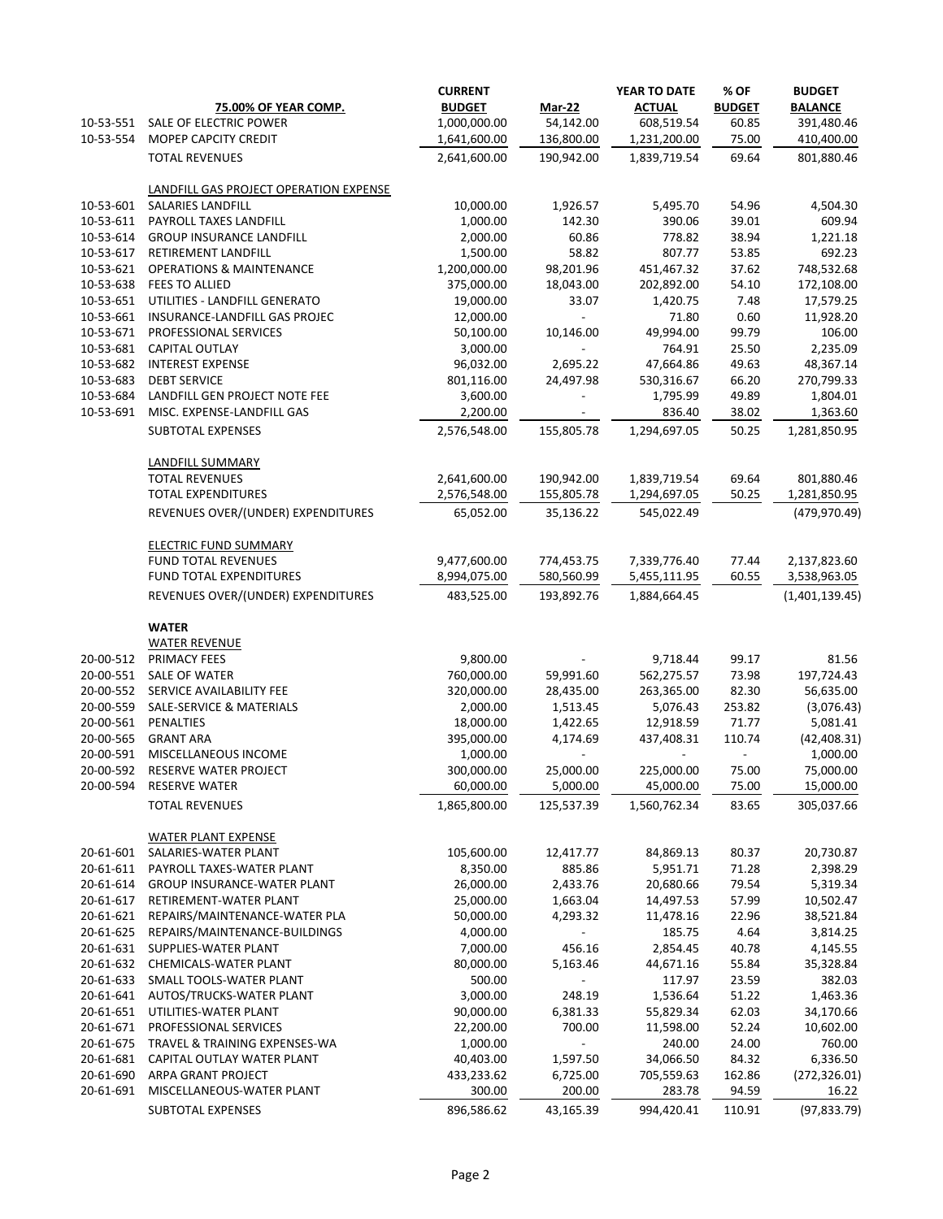| | 75.00% OF YEAR COMP. | CURRENT BUDGET | Mar-22 | YEAR TO DATE ACTUAL | % OF BUDGET | BUDGET BALANCE |
|---|---|---|---|---|---|---|
| 10-53-551 | SALE OF ELECTRIC POWER | 1,000,000.00 | 54,142.00 | 608,519.54 | 60.85 | 391,480.46 |
| 10-53-554 | MOPEP CAPCITY CREDIT | 1,641,600.00 | 136,800.00 | 1,231,200.00 | 75.00 | 410,400.00 |
| | TOTAL REVENUES | 2,641,600.00 | 190,942.00 | 1,839,719.54 | 69.64 | 801,880.46 |
| | LANDFILL GAS PROJECT OPERATION EXPENSE | | | | | |
| 10-53-601 | SALARIES LANDFILL | 10,000.00 | 1,926.57 | 5,495.70 | 54.96 | 4,504.30 |
| 10-53-611 | PAYROLL TAXES LANDFILL | 1,000.00 | 142.30 | 390.06 | 39.01 | 609.94 |
| 10-53-614 | GROUP INSURANCE LANDFILL | 2,000.00 | 60.86 | 778.82 | 38.94 | 1,221.18 |
| 10-53-617 | RETIREMENT LANDFILL | 1,500.00 | 58.82 | 807.77 | 53.85 | 692.23 |
| 10-53-621 | OPERATIONS & MAINTENANCE | 1,200,000.00 | 98,201.96 | 451,467.32 | 37.62 | 748,532.68 |
| 10-53-638 | FEES TO ALLIED | 375,000.00 | 18,043.00 | 202,892.00 | 54.10 | 172,108.00 |
| 10-53-651 | UTILITIES - LANDFILL GENERATO | 19,000.00 | 33.07 | 1,420.75 | 7.48 | 17,579.25 |
| 10-53-661 | INSURANCE-LANDFILL GAS PROJEC | 12,000.00 | - | 71.80 | 0.60 | 11,928.20 |
| 10-53-671 | PROFESSIONAL SERVICES | 50,100.00 | 10,146.00 | 49,994.00 | 99.79 | 106.00 |
| 10-53-681 | CAPITAL OUTLAY | 3,000.00 | - | 764.91 | 25.50 | 2,235.09 |
| 10-53-682 | INTEREST EXPENSE | 96,032.00 | 2,695.22 | 47,664.86 | 49.63 | 48,367.14 |
| 10-53-683 | DEBT SERVICE | 801,116.00 | 24,497.98 | 530,316.67 | 66.20 | 270,799.33 |
| 10-53-684 | LANDFILL GEN PROJECT NOTE FEE | 3,600.00 | - | 1,795.99 | 49.89 | 1,804.01 |
| 10-53-691 | MISC. EXPENSE-LANDFILL GAS | 2,200.00 | - | 836.40 | 38.02 | 1,363.60 |
| | SUBTOTAL EXPENSES | 2,576,548.00 | 155,805.78 | 1,294,697.05 | 50.25 | 1,281,850.95 |
| | LANDFILL SUMMARY | | | | | |
| | TOTAL REVENUES | 2,641,600.00 | 190,942.00 | 1,839,719.54 | 69.64 | 801,880.46 |
| | TOTAL EXPENDITURES | 2,576,548.00 | 155,805.78 | 1,294,697.05 | 50.25 | 1,281,850.95 |
| | REVENUES OVER/(UNDER) EXPENDITURES | 65,052.00 | 35,136.22 | 545,022.49 | | (479,970.49) |
| | ELECTRIC FUND SUMMARY | | | | | |
| | FUND TOTAL REVENUES | 9,477,600.00 | 774,453.75 | 7,339,776.40 | 77.44 | 2,137,823.60 |
| | FUND TOTAL EXPENDITURES | 8,994,075.00 | 580,560.99 | 5,455,111.95 | 60.55 | 3,538,963.05 |
| | REVENUES OVER/(UNDER) EXPENDITURES | 483,525.00 | 193,892.76 | 1,884,664.45 | | (1,401,139.45) |
| | **WATER** | | | | | |
| | WATER REVENUE | | | | | |
| 20-00-512 | PRIMACY FEES | 9,800.00 | - | 9,718.44 | 99.17 | 81.56 |
| 20-00-551 | SALE OF WATER | 760,000.00 | 59,991.60 | 562,275.57 | 73.98 | 197,724.43 |
| 20-00-552 | SERVICE AVAILABILITY FEE | 320,000.00 | 28,435.00 | 263,365.00 | 82.30 | 56,635.00 |
| 20-00-559 | SALE-SERVICE & MATERIALS | 2,000.00 | 1,513.45 | 5,076.43 | 253.82 | (3,076.43) |
| 20-00-561 | PENALTIES | 18,000.00 | 1,422.65 | 12,918.59 | 71.77 | 5,081.41 |
| 20-00-565 | GRANT ARA | 395,000.00 | 4,174.69 | 437,408.31 | 110.74 | (42,408.31) |
| 20-00-591 | MISCELLANEOUS INCOME | 1,000.00 | - | - | - | 1,000.00 |
| 20-00-592 | RESERVE WATER PROJECT | 300,000.00 | 25,000.00 | 225,000.00 | 75.00 | 75,000.00 |
| 20-00-594 | RESERVE WATER | 60,000.00 | 5,000.00 | 45,000.00 | 75.00 | 15,000.00 |
| | TOTAL REVENUES | 1,865,800.00 | 125,537.39 | 1,560,762.34 | 83.65 | 305,037.66 |
| | WATER PLANT EXPENSE | | | | | |
| 20-61-601 | SALARIES-WATER PLANT | 105,600.00 | 12,417.77 | 84,869.13 | 80.37 | 20,730.87 |
| 20-61-611 | PAYROLL TAXES-WATER PLANT | 8,350.00 | 885.86 | 5,951.71 | 71.28 | 2,398.29 |
| 20-61-614 | GROUP INSURANCE-WATER PLANT | 26,000.00 | 2,433.76 | 20,680.66 | 79.54 | 5,319.34 |
| 20-61-617 | RETIREMENT-WATER PLANT | 25,000.00 | 1,663.04 | 14,497.53 | 57.99 | 10,502.47 |
| 20-61-621 | REPAIRS/MAINTENANCE-WATER PLA | 50,000.00 | 4,293.32 | 11,478.16 | 22.96 | 38,521.84 |
| 20-61-625 | REPAIRS/MAINTENANCE-BUILDINGS | 4,000.00 | - | 185.75 | 4.64 | 3,814.25 |
| 20-61-631 | SUPPLIES-WATER PLANT | 7,000.00 | 456.16 | 2,854.45 | 40.78 | 4,145.55 |
| 20-61-632 | CHEMICALS-WATER PLANT | 80,000.00 | 5,163.46 | 44,671.16 | 55.84 | 35,328.84 |
| 20-61-633 | SMALL TOOLS-WATER PLANT | 500.00 | - | 117.97 | 23.59 | 382.03 |
| 20-61-641 | AUTOS/TRUCKS-WATER PLANT | 3,000.00 | 248.19 | 1,536.64 | 51.22 | 1,463.36 |
| 20-61-651 | UTILITIES-WATER PLANT | 90,000.00 | 6,381.33 | 55,829.34 | 62.03 | 34,170.66 |
| 20-61-671 | PROFESSIONAL SERVICES | 22,200.00 | 700.00 | 11,598.00 | 52.24 | 10,602.00 |
| 20-61-675 | TRAVEL & TRAINING EXPENSES-WA | 1,000.00 | - | 240.00 | 24.00 | 760.00 |
| 20-61-681 | CAPITAL OUTLAY WATER PLANT | 40,403.00 | 1,597.50 | 34,066.50 | 84.32 | 6,336.50 |
| 20-61-690 | ARPA GRANT PROJECT | 433,233.62 | 6,725.00 | 705,559.63 | 162.86 | (272,326.01) |
| 20-61-691 | MISCELLANEOUS-WATER PLANT | 300.00 | 200.00 | 283.78 | 94.59 | 16.22 |
| | SUBTOTAL EXPENSES | 896,586.62 | 43,165.39 | 994,420.41 | 110.91 | (97,833.79) |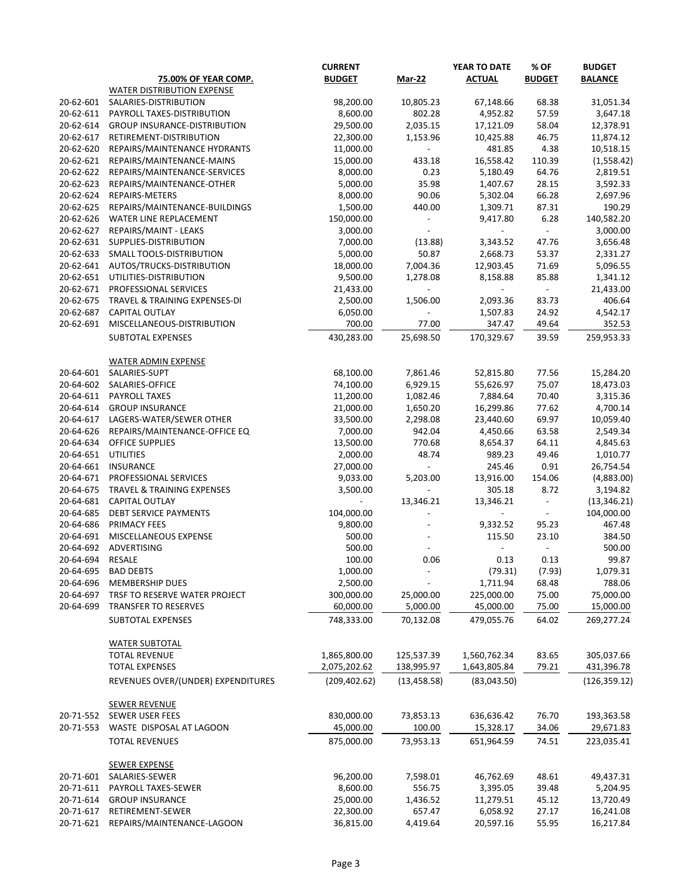| | 75.00% OF YEAR COMP. | CURRENT BUDGET | Mar-22 | YEAR TO DATE ACTUAL | % OF BUDGET | BUDGET BALANCE |
|---|---|---|---|---|---|---|
| | WATER DISTRIBUTION EXPENSE | | | | | |
| 20-62-601 | SALARIES-DISTRIBUTION | 98,200.00 | 10,805.23 | 67,148.66 | 68.38 | 31,051.34 |
| 20-62-611 | PAYROLL TAXES-DISTRIBUTION | 8,600.00 | 802.28 | 4,952.82 | 57.59 | 3,647.18 |
| 20-62-614 | GROUP INSURANCE-DISTRIBUTION | 29,500.00 | 2,035.15 | 17,121.09 | 58.04 | 12,378.91 |
| 20-62-617 | RETIREMENT-DISTRIBUTION | 22,300.00 | 1,153.96 | 10,425.88 | 46.75 | 11,874.12 |
| 20-62-620 | REPAIRS/MAINTENANCE HYDRANTS | 11,000.00 | - | 481.85 | 4.38 | 10,518.15 |
| 20-62-621 | REPAIRS/MAINTENANCE-MAINS | 15,000.00 | 433.18 | 16,558.42 | 110.39 | (1,558.42) |
| 20-62-622 | REPAIRS/MAINTENANCE-SERVICES | 8,000.00 | 0.23 | 5,180.49 | 64.76 | 2,819.51 |
| 20-62-623 | REPAIRS/MAINTENANCE-OTHER | 5,000.00 | 35.98 | 1,407.67 | 28.15 | 3,592.33 |
| 20-62-624 | REPAIRS-METERS | 8,000.00 | 90.06 | 5,302.04 | 66.28 | 2,697.96 |
| 20-62-625 | REPAIRS/MAINTENANCE-BUILDINGS | 1,500.00 | 440.00 | 1,309.71 | 87.31 | 190.29 |
| 20-62-626 | WATER LINE REPLACEMENT | 150,000.00 | - | 9,417.80 | 6.28 | 140,582.20 |
| 20-62-627 | REPAIRS/MAINT - LEAKS | 3,000.00 | - | - | - | 3,000.00 |
| 20-62-631 | SUPPLIES-DISTRIBUTION | 7,000.00 | (13.88) | 3,343.52 | 47.76 | 3,656.48 |
| 20-62-633 | SMALL TOOLS-DISTRIBUTION | 5,000.00 | 50.87 | 2,668.73 | 53.37 | 2,331.27 |
| 20-62-641 | AUTOS/TRUCKS-DISTRIBUTION | 18,000.00 | 7,004.36 | 12,903.45 | 71.69 | 5,096.55 |
| 20-62-651 | UTILITIES-DISTRIBUTION | 9,500.00 | 1,278.08 | 8,158.88 | 85.88 | 1,341.12 |
| 20-62-671 | PROFESSIONAL SERVICES | 21,433.00 | - | - | - | 21,433.00 |
| 20-62-675 | TRAVEL & TRAINING EXPENSES-DI | 2,500.00 | 1,506.00 | 2,093.36 | 83.73 | 406.64 |
| 20-62-687 | CAPITAL OUTLAY | 6,050.00 | - | 1,507.83 | 24.92 | 4,542.17 |
| 20-62-691 | MISCELLANEOUS-DISTRIBUTION | 700.00 | 77.00 | 347.47 | 49.64 | 352.53 |
| | SUBTOTAL EXPENSES | 430,283.00 | 25,698.50 | 170,329.67 | 39.59 | 259,953.33 |
| | WATER ADMIN EXPENSE | | | | | |
| 20-64-601 | SALARIES-SUPT | 68,100.00 | 7,861.46 | 52,815.80 | 77.56 | 15,284.20 |
| 20-64-602 | SALARIES-OFFICE | 74,100.00 | 6,929.15 | 55,626.97 | 75.07 | 18,473.03 |
| 20-64-611 | PAYROLL TAXES | 11,200.00 | 1,082.46 | 7,884.64 | 70.40 | 3,315.36 |
| 20-64-614 | GROUP INSURANCE | 21,000.00 | 1,650.20 | 16,299.86 | 77.62 | 4,700.14 |
| 20-64-617 | LAGERS-WATER/SEWER OTHER | 33,500.00 | 2,298.08 | 23,440.60 | 69.97 | 10,059.40 |
| 20-64-626 | REPAIRS/MAINTENANCE-OFFICE EQ | 7,000.00 | 942.04 | 4,450.66 | 63.58 | 2,549.34 |
| 20-64-634 | OFFICE SUPPLIES | 13,500.00 | 770.68 | 8,654.37 | 64.11 | 4,845.63 |
| 20-64-651 | UTILITIES | 2,000.00 | 48.74 | 989.23 | 49.46 | 1,010.77 |
| 20-64-661 | INSURANCE | 27,000.00 | - | 245.46 | 0.91 | 26,754.54 |
| 20-64-671 | PROFESSIONAL SERVICES | 9,033.00 | 5,203.00 | 13,916.00 | 154.06 | (4,883.00) |
| 20-64-675 | TRAVEL & TRAINING EXPENSES | 3,500.00 | - | 305.18 | 8.72 | 3,194.82 |
| 20-64-681 | CAPITAL OUTLAY | - | 13,346.21 | 13,346.21 | - | (13,346.21) |
| 20-64-685 | DEBT SERVICE PAYMENTS | 104,000.00 | - | - | - | 104,000.00 |
| 20-64-686 | PRIMACY FEES | 9,800.00 | - | 9,332.52 | 95.23 | 467.48 |
| 20-64-691 | MISCELLANEOUS EXPENSE | 500.00 | - | 115.50 | 23.10 | 384.50 |
| 20-64-692 | ADVERTISING | 500.00 | - | - | - | 500.00 |
| 20-64-694 | RESALE | 100.00 | 0.06 | 0.13 | 0.13 | 99.87 |
| 20-64-695 | BAD DEBTS | 1,000.00 | - | (79.31) | (7.93) | 1,079.31 |
| 20-64-696 | MEMBERSHIP DUES | 2,500.00 | - | 1,711.94 | 68.48 | 788.06 |
| 20-64-697 | TRSF TO RESERVE WATER PROJECT | 300,000.00 | 25,000.00 | 225,000.00 | 75.00 | 75,000.00 |
| 20-64-699 | TRANSFER TO RESERVES | 60,000.00 | 5,000.00 | 45,000.00 | 75.00 | 15,000.00 |
| | SUBTOTAL EXPENSES | 748,333.00 | 70,132.08 | 479,055.76 | 64.02 | 269,277.24 |
| | WATER SUBTOTAL | | | | | |
| | TOTAL REVENUE | 1,865,800.00 | 125,537.39 | 1,560,762.34 | 83.65 | 305,037.66 |
| | TOTAL EXPENSES | 2,075,202.62 | 138,995.97 | 1,643,805.84 | 79.21 | 431,396.78 |
| | REVENUES OVER/(UNDER) EXPENDITURES | (209,402.62) | (13,458.58) | (83,043.50) | | (126,359.12) |
| | SEWER REVENUE | | | | | |
| 20-71-552 | SEWER USER FEES | 830,000.00 | 73,853.13 | 636,636.42 | 76.70 | 193,363.58 |
| 20-71-553 | WASTE DISPOSAL AT LAGOON | 45,000.00 | 100.00 | 15,328.17 | 34.06 | 29,671.83 |
| | TOTAL REVENUES | 875,000.00 | 73,953.13 | 651,964.59 | 74.51 | 223,035.41 |
| | SEWER EXPENSE | | | | | |
| 20-71-601 | SALARIES-SEWER | 96,200.00 | 7,598.01 | 46,762.69 | 48.61 | 49,437.31 |
| 20-71-611 | PAYROLL TAXES-SEWER | 8,600.00 | 556.75 | 3,395.05 | 39.48 | 5,204.95 |
| 20-71-614 | GROUP INSURANCE | 25,000.00 | 1,436.52 | 11,279.51 | 45.12 | 13,720.49 |
| 20-71-617 | RETIREMENT-SEWER | 22,300.00 | 657.47 | 6,058.92 | 27.17 | 16,241.08 |
| 20-71-621 | REPAIRS/MAINTENANCE-LAGOON | 36,815.00 | 4,419.64 | 20,597.16 | 55.95 | 16,217.84 |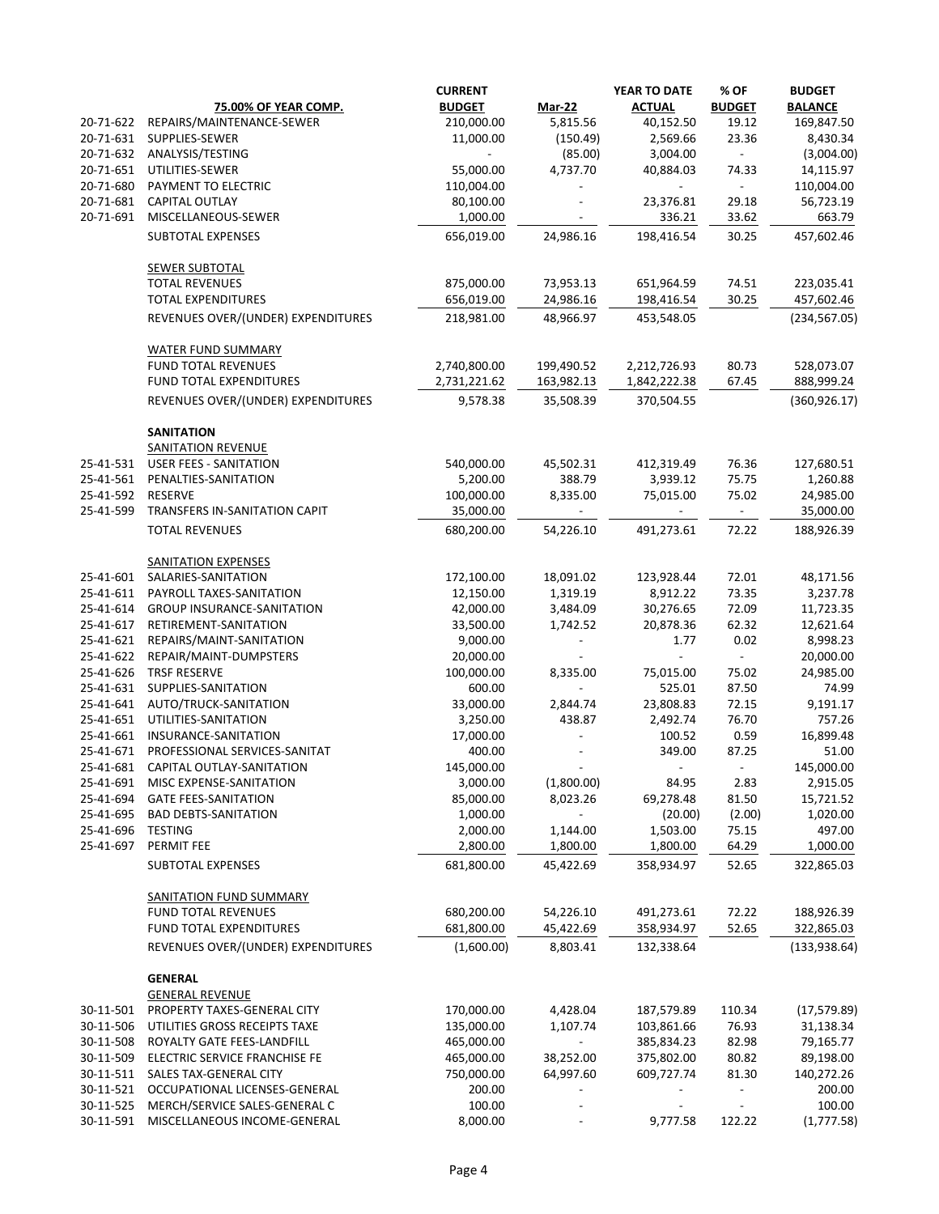| | 75.00% OF YEAR COMP. | CURRENT BUDGET | Mar-22 | YEAR TO DATE ACTUAL | % OF BUDGET | BUDGET BALANCE |
|---|---|---|---|---|---|---|
| 20-71-622 | REPAIRS/MAINTENANCE-SEWER | 210,000.00 | 5,815.56 | 40,152.50 | 19.12 | 169,847.50 |
| 20-71-631 | SUPPLIES-SEWER | 11,000.00 | (150.49) | 2,569.66 | 23.36 | 8,430.34 |
| 20-71-632 | ANALYSIS/TESTING | - | (85.00) | 3,004.00 | - | (3,004.00) |
| 20-71-651 | UTILITIES-SEWER | 55,000.00 | 4,737.70 | 40,884.03 | 74.33 | 14,115.97 |
| 20-71-680 | PAYMENT TO ELECTRIC | 110,004.00 | - | - | - | 110,004.00 |
| 20-71-681 | CAPITAL OUTLAY | 80,100.00 | - | 23,376.81 | 29.18 | 56,723.19 |
| 20-71-691 | MISCELLANEOUS-SEWER | 1,000.00 | - | 336.21 | 33.62 | 663.79 |
| | SUBTOTAL EXPENSES | 656,019.00 | 24,986.16 | 198,416.54 | 30.25 | 457,602.46 |
| | SEWER SUBTOTAL | | | | | |
| | TOTAL REVENUES | 875,000.00 | 73,953.13 | 651,964.59 | 74.51 | 223,035.41 |
| | TOTAL EXPENDITURES | 656,019.00 | 24,986.16 | 198,416.54 | 30.25 | 457,602.46 |
| | REVENUES OVER/(UNDER) EXPENDITURES | 218,981.00 | 48,966.97 | 453,548.05 | | (234,567.05) |
| | WATER FUND SUMMARY | | | | | |
| | FUND TOTAL REVENUES | 2,740,800.00 | 199,490.52 | 2,212,726.93 | 80.73 | 528,073.07 |
| | FUND TOTAL EXPENDITURES | 2,731,221.62 | 163,982.13 | 1,842,222.38 | 67.45 | 888,999.24 |
| | REVENUES OVER/(UNDER) EXPENDITURES | 9,578.38 | 35,508.39 | 370,504.55 | | (360,926.17) |
| | **SANITATION** | | | | | |
| | SANITATION REVENUE | | | | | |
| 25-41-531 | USER FEES - SANITATION | 540,000.00 | 45,502.31 | 412,319.49 | 76.36 | 127,680.51 |
| 25-41-561 | PENALTIES-SANITATION | 5,200.00 | 388.79 | 3,939.12 | 75.75 | 1,260.88 |
| 25-41-592 | RESERVE | 100,000.00 | 8,335.00 | 75,015.00 | 75.02 | 24,985.00 |
| 25-41-599 | TRANSFERS IN-SANITATION CAPIT | 35,000.00 | - | - | - | 35,000.00 |
| | TOTAL REVENUES | 680,200.00 | 54,226.10 | 491,273.61 | 72.22 | 188,926.39 |
| | SANITATION EXPENSES | | | | | |
| 25-41-601 | SALARIES-SANITATION | 172,100.00 | 18,091.02 | 123,928.44 | 72.01 | 48,171.56 |
| 25-41-611 | PAYROLL TAXES-SANITATION | 12,150.00 | 1,319.19 | 8,912.22 | 73.35 | 3,237.78 |
| 25-41-614 | GROUP INSURANCE-SANITATION | 42,000.00 | 3,484.09 | 30,276.65 | 72.09 | 11,723.35 |
| 25-41-617 | RETIREMENT-SANITATION | 33,500.00 | 1,742.52 | 20,878.36 | 62.32 | 12,621.64 |
| 25-41-621 | REPAIRS/MAINT-SANITATION | 9,000.00 | - | 1.77 | 0.02 | 8,998.23 |
| 25-41-622 | REPAIR/MAINT-DUMPSTERS | 20,000.00 | - | - | - | 20,000.00 |
| 25-41-626 | TRSF RESERVE | 100,000.00 | 8,335.00 | 75,015.00 | 75.02 | 24,985.00 |
| 25-41-631 | SUPPLIES-SANITATION | 600.00 | - | 525.01 | 87.50 | 74.99 |
| 25-41-641 | AUTO/TRUCK-SANITATION | 33,000.00 | 2,844.74 | 23,808.83 | 72.15 | 9,191.17 |
| 25-41-651 | UTILITIES-SANITATION | 3,250.00 | 438.87 | 2,492.74 | 76.70 | 757.26 |
| 25-41-661 | INSURANCE-SANITATION | 17,000.00 | - | 100.52 | 0.59 | 16,899.48 |
| 25-41-671 | PROFESSIONAL SERVICES-SANITAT | 400.00 | - | 349.00 | 87.25 | 51.00 |
| 25-41-681 | CAPITAL OUTLAY-SANITATION | 145,000.00 | - | - | - | 145,000.00 |
| 25-41-691 | MISC EXPENSE-SANITATION | 3,000.00 | (1,800.00) | 84.95 | 2.83 | 2,915.05 |
| 25-41-694 | GATE FEES-SANITATION | 85,000.00 | 8,023.26 | 69,278.48 | 81.50 | 15,721.52 |
| 25-41-695 | BAD DEBTS-SANITATION | 1,000.00 | - | (20.00) | (2.00) | 1,020.00 |
| 25-41-696 | TESTING | 2,000.00 | 1,144.00 | 1,503.00 | 75.15 | 497.00 |
| 25-41-697 | PERMIT FEE | 2,800.00 | 1,800.00 | 1,800.00 | 64.29 | 1,000.00 |
| | SUBTOTAL EXPENSES | 681,800.00 | 45,422.69 | 358,934.97 | 52.65 | 322,865.03 |
| | SANITATION FUND SUMMARY | | | | | |
| | FUND TOTAL REVENUES | 680,200.00 | 54,226.10 | 491,273.61 | 72.22 | 188,926.39 |
| | FUND TOTAL EXPENDITURES | 681,800.00 | 45,422.69 | 358,934.97 | 52.65 | 322,865.03 |
| | REVENUES OVER/(UNDER) EXPENDITURES | (1,600.00) | 8,803.41 | 132,338.64 | | (133,938.64) |
| | **GENERAL** | | | | | |
| | GENERAL REVENUE | | | | | |
| 30-11-501 | PROPERTY TAXES-GENERAL CITY | 170,000.00 | 4,428.04 | 187,579.89 | 110.34 | (17,579.89) |
| 30-11-506 | UTILITIES GROSS RECEIPTS TAXE | 135,000.00 | 1,107.74 | 103,861.66 | 76.93 | 31,138.34 |
| 30-11-508 | ROYALTY GATE FEES-LANDFILL | 465,000.00 | - | 385,834.23 | 82.98 | 79,165.77 |
| 30-11-509 | ELECTRIC SERVICE FRANCHISE FE | 465,000.00 | 38,252.00 | 375,802.00 | 80.82 | 89,198.00 |
| 30-11-511 | SALES TAX-GENERAL CITY | 750,000.00 | 64,997.60 | 609,727.74 | 81.30 | 140,272.26 |
| 30-11-521 | OCCUPATIONAL LICENSES-GENERAL | 200.00 | - | - | - | 200.00 |
| 30-11-525 | MERCH/SERVICE SALES-GENERAL C | 100.00 | - | - | - | 100.00 |
| 30-11-591 | MISCELLANEOUS INCOME-GENERAL | 8,000.00 | - | 9,777.58 | 122.22 | (1,777.58) |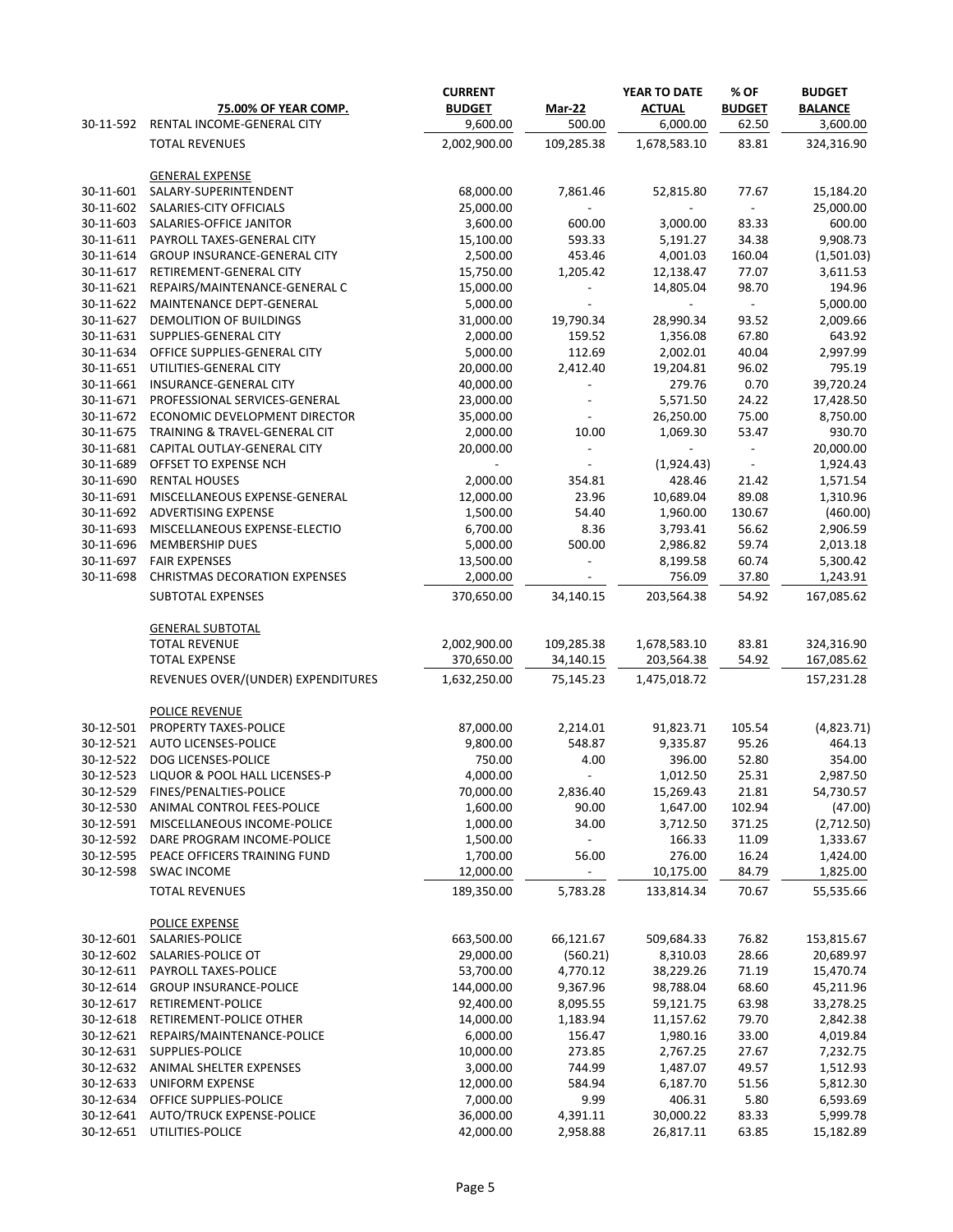| | 75.00% OF YEAR COMP. | CURRENT BUDGET | Mar-22 | YEAR TO DATE ACTUAL | % OF BUDGET | BUDGET BALANCE |
|---|---|---|---|---|---|---|
| 30-11-592 | RENTAL INCOME-GENERAL CITY | 9,600.00 | 500.00 | 6,000.00 | 62.50 | 3,600.00 |
| | TOTAL REVENUES | 2,002,900.00 | 109,285.38 | 1,678,583.10 | 83.81 | 324,316.90 |
| | | | | | | |
| | GENERAL EXPENSE | | | | | |
| 30-11-601 | SALARY-SUPERINTENDENT | 68,000.00 | 7,861.46 | 52,815.80 | 77.67 | 15,184.20 |
| 30-11-602 | SALARIES-CITY OFFICIALS | 25,000.00 | - | - | - | 25,000.00 |
| 30-11-603 | SALARIES-OFFICE JANITOR | 3,600.00 | 600.00 | 3,000.00 | 83.33 | 600.00 |
| 30-11-611 | PAYROLL TAXES-GENERAL CITY | 15,100.00 | 593.33 | 5,191.27 | 34.38 | 9,908.73 |
| 30-11-614 | GROUP INSURANCE-GENERAL CITY | 2,500.00 | 453.46 | 4,001.03 | 160.04 | (1,501.03) |
| 30-11-617 | RETIREMENT-GENERAL CITY | 15,750.00 | 1,205.42 | 12,138.47 | 77.07 | 3,611.53 |
| 30-11-621 | REPAIRS/MAINTENANCE-GENERAL C | 15,000.00 | - | 14,805.04 | 98.70 | 194.96 |
| 30-11-622 | MAINTENANCE DEPT-GENERAL | 5,000.00 | - | - | - | 5,000.00 |
| 30-11-627 | DEMOLITION OF BUILDINGS | 31,000.00 | 19,790.34 | 28,990.34 | 93.52 | 2,009.66 |
| 30-11-631 | SUPPLIES-GENERAL CITY | 2,000.00 | 159.52 | 1,356.08 | 67.80 | 643.92 |
| 30-11-634 | OFFICE SUPPLIES-GENERAL CITY | 5,000.00 | 112.69 | 2,002.01 | 40.04 | 2,997.99 |
| 30-11-651 | UTILITIES-GENERAL CITY | 20,000.00 | 2,412.40 | 19,204.81 | 96.02 | 795.19 |
| 30-11-661 | INSURANCE-GENERAL CITY | 40,000.00 | - | 279.76 | 0.70 | 39,720.24 |
| 30-11-671 | PROFESSIONAL SERVICES-GENERAL | 23,000.00 | - | 5,571.50 | 24.22 | 17,428.50 |
| 30-11-672 | ECONOMIC DEVELOPMENT DIRECTOR | 35,000.00 | - | 26,250.00 | 75.00 | 8,750.00 |
| 30-11-675 | TRAINING & TRAVEL-GENERAL CIT | 2,000.00 | 10.00 | 1,069.30 | 53.47 | 930.70 |
| 30-11-681 | CAPITAL OUTLAY-GENERAL CITY | 20,000.00 | - | - | - | 20,000.00 |
| 30-11-689 | OFFSET TO EXPENSE NCH | - | - | (1,924.43) | - | 1,924.43 |
| 30-11-690 | RENTAL HOUSES | 2,000.00 | 354.81 | 428.46 | 21.42 | 1,571.54 |
| 30-11-691 | MISCELLANEOUS EXPENSE-GENERAL | 12,000.00 | 23.96 | 10,689.04 | 89.08 | 1,310.96 |
| 30-11-692 | ADVERTISING EXPENSE | 1,500.00 | 54.40 | 1,960.00 | 130.67 | (460.00) |
| 30-11-693 | MISCELLANEOUS EXPENSE-ELECTIO | 6,700.00 | 8.36 | 3,793.41 | 56.62 | 2,906.59 |
| 30-11-696 | MEMBERSHIP DUES | 5,000.00 | 500.00 | 2,986.82 | 59.74 | 2,013.18 |
| 30-11-697 | FAIR EXPENSES | 13,500.00 | - | 8,199.58 | 60.74 | 5,300.42 |
| 30-11-698 | CHRISTMAS DECORATION EXPENSES | 2,000.00 | - | 756.09 | 37.80 | 1,243.91 |
| | SUBTOTAL EXPENSES | 370,650.00 | 34,140.15 | 203,564.38 | 54.92 | 167,085.62 |
| | | | | | | |
| | GENERAL SUBTOTAL | | | | | |
| | TOTAL REVENUE | 2,002,900.00 | 109,285.38 | 1,678,583.10 | 83.81 | 324,316.90 |
| | TOTAL EXPENSE | 370,650.00 | 34,140.15 | 203,564.38 | 54.92 | 167,085.62 |
| | REVENUES OVER/(UNDER) EXPENDITURES | 1,632,250.00 | 75,145.23 | 1,475,018.72 | | 157,231.28 |
| | | | | | | |
| | POLICE REVENUE | | | | | |
| 30-12-501 | PROPERTY TAXES-POLICE | 87,000.00 | 2,214.01 | 91,823.71 | 105.54 | (4,823.71) |
| 30-12-521 | AUTO LICENSES-POLICE | 9,800.00 | 548.87 | 9,335.87 | 95.26 | 464.13 |
| 30-12-522 | DOG LICENSES-POLICE | 750.00 | 4.00 | 396.00 | 52.80 | 354.00 |
| 30-12-523 | LIQUOR & POOL HALL LICENSES-P | 4,000.00 | - | 1,012.50 | 25.31 | 2,987.50 |
| 30-12-529 | FINES/PENALTIES-POLICE | 70,000.00 | 2,836.40 | 15,269.43 | 21.81 | 54,730.57 |
| 30-12-530 | ANIMAL CONTROL FEES-POLICE | 1,600.00 | 90.00 | 1,647.00 | 102.94 | (47.00) |
| 30-12-591 | MISCELLANEOUS INCOME-POLICE | 1,000.00 | 34.00 | 3,712.50 | 371.25 | (2,712.50) |
| 30-12-592 | DARE PROGRAM INCOME-POLICE | 1,500.00 | - | 166.33 | 11.09 | 1,333.67 |
| 30-12-595 | PEACE OFFICERS TRAINING FUND | 1,700.00 | 56.00 | 276.00 | 16.24 | 1,424.00 |
| 30-12-598 | SWAC INCOME | 12,000.00 | - | 10,175.00 | 84.79 | 1,825.00 |
| | TOTAL REVENUES | 189,350.00 | 5,783.28 | 133,814.34 | 70.67 | 55,535.66 |
| | | | | | | |
| | POLICE EXPENSE | | | | | |
| 30-12-601 | SALARIES-POLICE | 663,500.00 | 66,121.67 | 509,684.33 | 76.82 | 153,815.67 |
| 30-12-602 | SALARIES-POLICE OT | 29,000.00 | (560.21) | 8,310.03 | 28.66 | 20,689.97 |
| 30-12-611 | PAYROLL TAXES-POLICE | 53,700.00 | 4,770.12 | 38,229.26 | 71.19 | 15,470.74 |
| 30-12-614 | GROUP INSURANCE-POLICE | 144,000.00 | 9,367.96 | 98,788.04 | 68.60 | 45,211.96 |
| 30-12-617 | RETIREMENT-POLICE | 92,400.00 | 8,095.55 | 59,121.75 | 63.98 | 33,278.25 |
| 30-12-618 | RETIREMENT-POLICE OTHER | 14,000.00 | 1,183.94 | 11,157.62 | 79.70 | 2,842.38 |
| 30-12-621 | REPAIRS/MAINTENANCE-POLICE | 6,000.00 | 156.47 | 1,980.16 | 33.00 | 4,019.84 |
| 30-12-631 | SUPPLIES-POLICE | 10,000.00 | 273.85 | 2,767.25 | 27.67 | 7,232.75 |
| 30-12-632 | ANIMAL SHELTER EXPENSES | 3,000.00 | 744.99 | 1,487.07 | 49.57 | 1,512.93 |
| 30-12-633 | UNIFORM EXPENSE | 12,000.00 | 584.94 | 6,187.70 | 51.56 | 5,812.30 |
| 30-12-634 | OFFICE SUPPLIES-POLICE | 7,000.00 | 9.99 | 406.31 | 5.80 | 6,593.69 |
| 30-12-641 | AUTO/TRUCK EXPENSE-POLICE | 36,000.00 | 4,391.11 | 30,000.22 | 83.33 | 5,999.78 |
| 30-12-651 | UTILITIES-POLICE | 42,000.00 | 2,958.88 | 26,817.11 | 63.85 | 15,182.89 |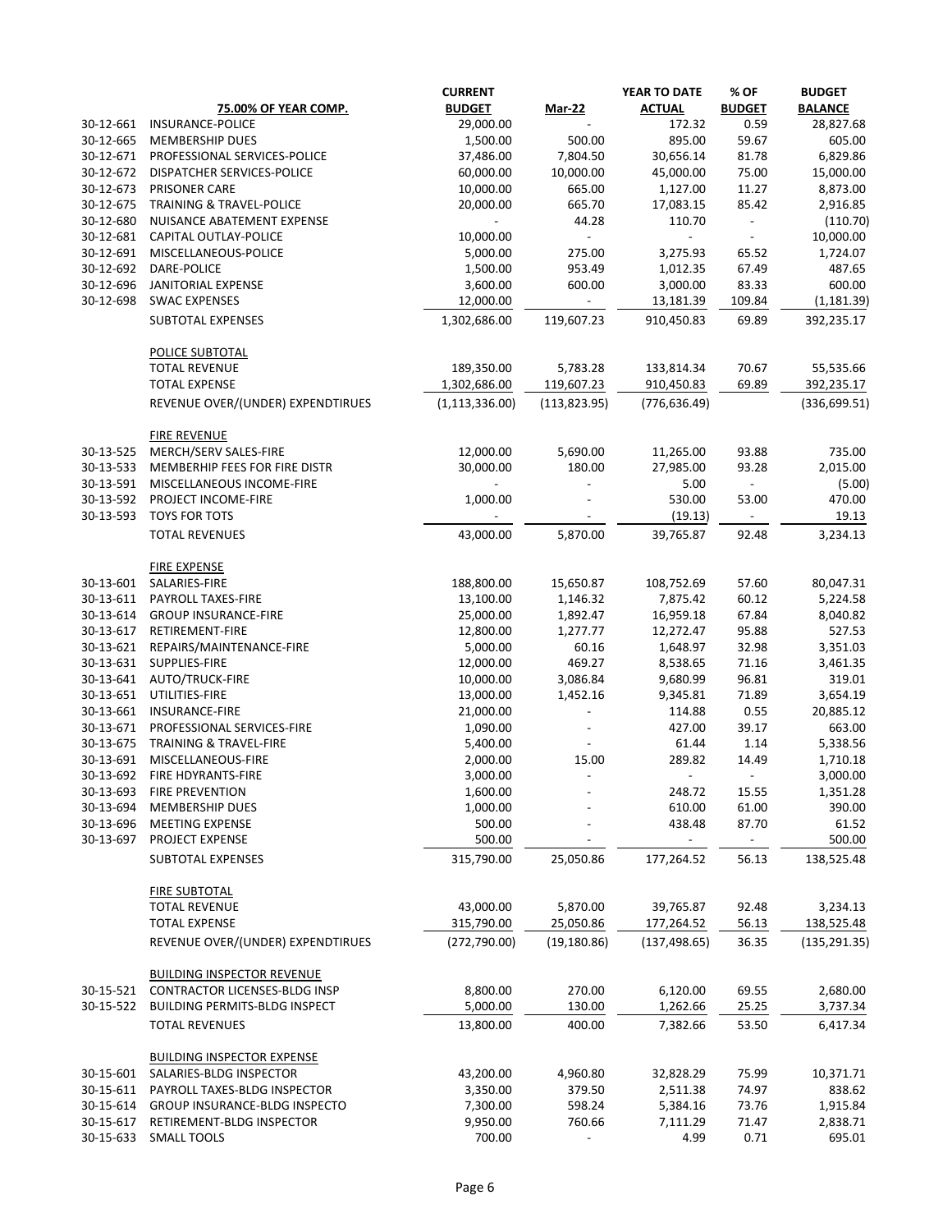| | 75.00% OF YEAR COMP. | CURRENT BUDGET | Mar-22 | YEAR TO DATE ACTUAL | % OF BUDGET | BUDGET BALANCE |
|---|---|---|---|---|---|---|
| 30-12-661 | INSURANCE-POLICE | 29,000.00 | - | 172.32 | 0.59 | 28,827.68 |
| 30-12-665 | MEMBERSHIP DUES | 1,500.00 | 500.00 | 895.00 | 59.67 | 605.00 |
| 30-12-671 | PROFESSIONAL SERVICES-POLICE | 37,486.00 | 7,804.50 | 30,656.14 | 81.78 | 6,829.86 |
| 30-12-672 | DISPATCHER SERVICES-POLICE | 60,000.00 | 10,000.00 | 45,000.00 | 75.00 | 15,000.00 |
| 30-12-673 | PRISONER CARE | 10,000.00 | 665.00 | 1,127.00 | 11.27 | 8,873.00 |
| 30-12-675 | TRAINING & TRAVEL-POLICE | 20,000.00 | 665.70 | 17,083.15 | 85.42 | 2,916.85 |
| 30-12-680 | NUISANCE ABATEMENT EXPENSE | - | 44.28 | 110.70 | - | (110.70) |
| 30-12-681 | CAPITAL OUTLAY-POLICE | 10,000.00 | - | - | - | 10,000.00 |
| 30-12-691 | MISCELLANEOUS-POLICE | 5,000.00 | 275.00 | 3,275.93 | 65.52 | 1,724.07 |
| 30-12-692 | DARE-POLICE | 1,500.00 | 953.49 | 1,012.35 | 67.49 | 487.65 |
| 30-12-696 | JANITORIAL EXPENSE | 3,600.00 | 600.00 | 3,000.00 | 83.33 | 600.00 |
| 30-12-698 | SWAC EXPENSES | 12,000.00 | - | 13,181.39 | 109.84 | (1,181.39) |
| | SUBTOTAL EXPENSES | 1,302,686.00 | 119,607.23 | 910,450.83 | 69.89 | 392,235.17 |
| | | | | | | |
| | POLICE SUBTOTAL | | | | | |
| | TOTAL REVENUE | 189,350.00 | 5,783.28 | 133,814.34 | 70.67 | 55,535.66 |
| | TOTAL EXPENSE | 1,302,686.00 | 119,607.23 | 910,450.83 | 69.89 | 392,235.17 |
| | REVENUE OVER/(UNDER) EXPENDTIRUES | (1,113,336.00) | (113,823.95) | (776,636.49) | | (336,699.51) |
| | | | | | | |
| | FIRE REVENUE | | | | | |
| 30-13-525 | MERCH/SERV SALES-FIRE | 12,000.00 | 5,690.00 | 11,265.00 | 93.88 | 735.00 |
| 30-13-533 | MEMBERHIP FEES FOR FIRE DISTR | 30,000.00 | 180.00 | 27,985.00 | 93.28 | 2,015.00 |
| 30-13-591 | MISCELLANEOUS INCOME-FIRE | - | - | 5.00 | - | (5.00) |
| 30-13-592 | PROJECT INCOME-FIRE | 1,000.00 | - | 530.00 | 53.00 | 470.00 |
| 30-13-593 | TOYS FOR TOTS | - | - | (19.13) | - | 19.13 |
| | TOTAL REVENUES | 43,000.00 | 5,870.00 | 39,765.87 | 92.48 | 3,234.13 |
| | | | | | | |
| | FIRE EXPENSE | | | | | |
| 30-13-601 | SALARIES-FIRE | 188,800.00 | 15,650.87 | 108,752.69 | 57.60 | 80,047.31 |
| 30-13-611 | PAYROLL TAXES-FIRE | 13,100.00 | 1,146.32 | 7,875.42 | 60.12 | 5,224.58 |
| 30-13-614 | GROUP INSURANCE-FIRE | 25,000.00 | 1,892.47 | 16,959.18 | 67.84 | 8,040.82 |
| 30-13-617 | RETIREMENT-FIRE | 12,800.00 | 1,277.77 | 12,272.47 | 95.88 | 527.53 |
| 30-13-621 | REPAIRS/MAINTENANCE-FIRE | 5,000.00 | 60.16 | 1,648.97 | 32.98 | 3,351.03 |
| 30-13-631 | SUPPLIES-FIRE | 12,000.00 | 469.27 | 8,538.65 | 71.16 | 3,461.35 |
| 30-13-641 | AUTO/TRUCK-FIRE | 10,000.00 | 3,086.84 | 9,680.99 | 96.81 | 319.01 |
| 30-13-651 | UTILITIES-FIRE | 13,000.00 | 1,452.16 | 9,345.81 | 71.89 | 3,654.19 |
| 30-13-661 | INSURANCE-FIRE | 21,000.00 | - | 114.88 | 0.55 | 20,885.12 |
| 30-13-671 | PROFESSIONAL SERVICES-FIRE | 1,090.00 | - | 427.00 | 39.17 | 663.00 |
| 30-13-675 | TRAINING & TRAVEL-FIRE | 5,400.00 | - | 61.44 | 1.14 | 5,338.56 |
| 30-13-691 | MISCELLANEOUS-FIRE | 2,000.00 | 15.00 | 289.82 | 14.49 | 1,710.18 |
| 30-13-692 | FIRE HDYRANTS-FIRE | 3,000.00 | - | - | - | 3,000.00 |
| 30-13-693 | FIRE PREVENTION | 1,600.00 | - | 248.72 | 15.55 | 1,351.28 |
| 30-13-694 | MEMBERSHIP DUES | 1,000.00 | - | 610.00 | 61.00 | 390.00 |
| 30-13-696 | MEETING EXPENSE | 500.00 | - | 438.48 | 87.70 | 61.52 |
| 30-13-697 | PROJECT EXPENSE | 500.00 | - | - | - | 500.00 |
| | SUBTOTAL EXPENSES | 315,790.00 | 25,050.86 | 177,264.52 | 56.13 | 138,525.48 |
| | | | | | | |
| | FIRE SUBTOTAL | | | | | |
| | TOTAL REVENUE | 43,000.00 | 5,870.00 | 39,765.87 | 92.48 | 3,234.13 |
| | TOTAL EXPENSE | 315,790.00 | 25,050.86 | 177,264.52 | 56.13 | 138,525.48 |
| | REVENUE OVER/(UNDER) EXPENDTIRUES | (272,790.00) | (19,180.86) | (137,498.65) | 36.35 | (135,291.35) |
| | | | | | | |
| | BUILDING INSPECTOR REVENUE | | | | | |
| 30-15-521 | CONTRACTOR LICENSES-BLDG INSP | 8,800.00 | 270.00 | 6,120.00 | 69.55 | 2,680.00 |
| 30-15-522 | BUILDING PERMITS-BLDG INSPECT | 5,000.00 | 130.00 | 1,262.66 | 25.25 | 3,737.34 |
| | TOTAL REVENUES | 13,800.00 | 400.00 | 7,382.66 | 53.50 | 6,417.34 |
| | | | | | | |
| | BUILDING INSPECTOR EXPENSE | | | | | |
| 30-15-601 | SALARIES-BLDG INSPECTOR | 43,200.00 | 4,960.80 | 32,828.29 | 75.99 | 10,371.71 |
| 30-15-611 | PAYROLL TAXES-BLDG INSPECTOR | 3,350.00 | 379.50 | 2,511.38 | 74.97 | 838.62 |
| 30-15-614 | GROUP INSURANCE-BLDG INSPECTO | 7,300.00 | 598.24 | 5,384.16 | 73.76 | 1,915.84 |
| 30-15-617 | RETIREMENT-BLDG INSPECTOR | 9,950.00 | 760.66 | 7,111.29 | 71.47 | 2,838.71 |
| 30-15-633 | SMALL TOOLS | 700.00 | - | 4.99 | 0.71 | 695.01 |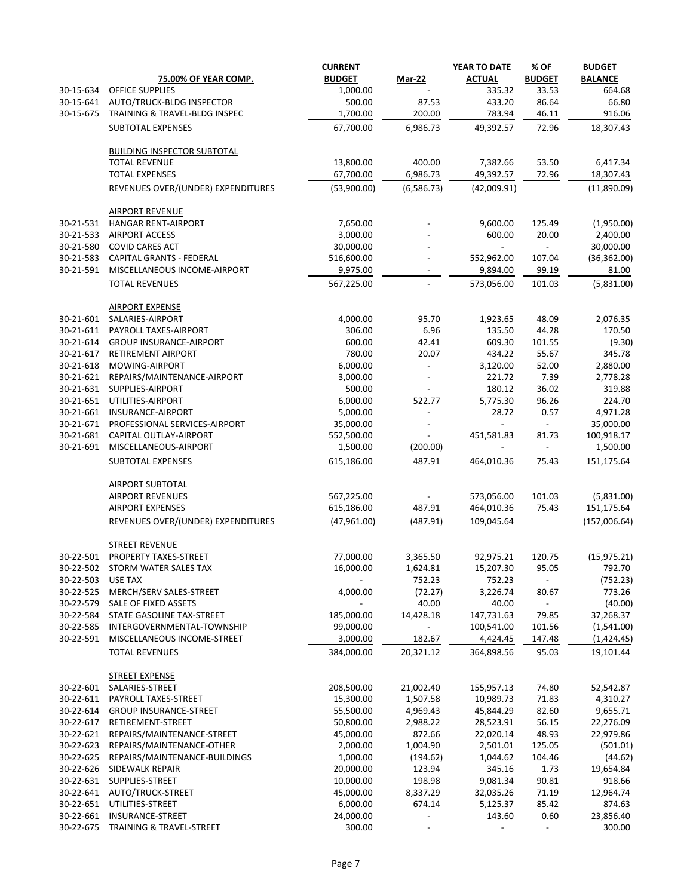| | 75.00% OF YEAR COMP. | CURRENT BUDGET | Mar-22 | YEAR TO DATE ACTUAL | % OF BUDGET | BUDGET BALANCE |
|---|---|---|---|---|---|---|
| 30-15-634 | OFFICE SUPPLIES | 1,000.00 | - | 335.32 | 33.53 | 664.68 |
| 30-15-641 | AUTO/TRUCK-BLDG INSPECTOR | 500.00 | 87.53 | 433.20 | 86.64 | 66.80 |
| 30-15-675 | TRAINING & TRAVEL-BLDG INSPEC | 1,700.00 | 200.00 | 783.94 | 46.11 | 916.06 |
| | SUBTOTAL EXPENSES | 67,700.00 | 6,986.73 | 49,392.57 | 72.96 | 18,307.43 |
| | | | | | | |
| | BUILDING INSPECTOR SUBTOTAL | | | | | |
| | TOTAL REVENUE | 13,800.00 | 400.00 | 7,382.66 | 53.50 | 6,417.34 |
| | TOTAL EXPENSES | 67,700.00 | 6,986.73 | 49,392.57 | 72.96 | 18,307.43 |
| | REVENUES OVER/(UNDER) EXPENDITURES | (53,900.00) | (6,586.73) | (42,009.91) | | (11,890.09) |
| | | | | | | |
| | AIRPORT REVENUE | | | | | |
| 30-21-531 | HANGAR RENT-AIRPORT | 7,650.00 | - | 9,600.00 | 125.49 | (1,950.00) |
| 30-21-533 | AIRPORT ACCESS | 3,000.00 | - | 600.00 | 20.00 | 2,400.00 |
| 30-21-580 | COVID CARES ACT | 30,000.00 | - | - | - | 30,000.00 |
| 30-21-583 | CAPITAL GRANTS - FEDERAL | 516,600.00 | - | 552,962.00 | 107.04 | (36,362.00) |
| 30-21-591 | MISCELLANEOUS INCOME-AIRPORT | 9,975.00 | - | 9,894.00 | 99.19 | 81.00 |
| | TOTAL REVENUES | 567,225.00 | - | 573,056.00 | 101.03 | (5,831.00) |
| | | | | | | |
| | AIRPORT EXPENSE | | | | | |
| 30-21-601 | SALARIES-AIRPORT | 4,000.00 | 95.70 | 1,923.65 | 48.09 | 2,076.35 |
| 30-21-611 | PAYROLL TAXES-AIRPORT | 306.00 | 6.96 | 135.50 | 44.28 | 170.50 |
| 30-21-614 | GROUP INSURANCE-AIRPORT | 600.00 | 42.41 | 609.30 | 101.55 | (9.30) |
| 30-21-617 | RETIREMENT AIRPORT | 780.00 | 20.07 | 434.22 | 55.67 | 345.78 |
| 30-21-618 | MOWING-AIRPORT | 6,000.00 | - | 3,120.00 | 52.00 | 2,880.00 |
| 30-21-621 | REPAIRS/MAINTENANCE-AIRPORT | 3,000.00 | - | 221.72 | 7.39 | 2,778.28 |
| 30-21-631 | SUPPLIES-AIRPORT | 500.00 | - | 180.12 | 36.02 | 319.88 |
| 30-21-651 | UTILITIES-AIRPORT | 6,000.00 | 522.77 | 5,775.30 | 96.26 | 224.70 |
| 30-21-661 | INSURANCE-AIRPORT | 5,000.00 | - | 28.72 | 0.57 | 4,971.28 |
| 30-21-671 | PROFESSIONAL SERVICES-AIRPORT | 35,000.00 | - | - | - | 35,000.00 |
| 30-21-681 | CAPITAL OUTLAY-AIRPORT | 552,500.00 | - | 451,581.83 | 81.73 | 100,918.17 |
| 30-21-691 | MISCELLANEOUS-AIRPORT | 1,500.00 | (200.00) | - | - | 1,500.00 |
| | SUBTOTAL EXPENSES | 615,186.00 | 487.91 | 464,010.36 | 75.43 | 151,175.64 |
| | | | | | | |
| | AIRPORT SUBTOTAL | | | | | |
| | AIRPORT REVENUES | 567,225.00 | - | 573,056.00 | 101.03 | (5,831.00) |
| | AIRPORT EXPENSES | 615,186.00 | 487.91 | 464,010.36 | 75.43 | 151,175.64 |
| | REVENUES OVER/(UNDER) EXPENDITURES | (47,961.00) | (487.91) | 109,045.64 | | (157,006.64) |
| | | | | | | |
| | STREET REVENUE | | | | | |
| 30-22-501 | PROPERTY TAXES-STREET | 77,000.00 | 3,365.50 | 92,975.21 | 120.75 | (15,975.21) |
| 30-22-502 | STORM WATER SALES TAX | 16,000.00 | 1,624.81 | 15,207.30 | 95.05 | 792.70 |
| 30-22-503 | USE TAX | - | 752.23 | 752.23 | - | (752.23) |
| 30-22-525 | MERCH/SERV SALES-STREET | 4,000.00 | (72.27) | 3,226.74 | 80.67 | 773.26 |
| 30-22-579 | SALE OF FIXED ASSETS | - | 40.00 | 40.00 | - | (40.00) |
| 30-22-584 | STATE GASOLINE TAX-STREET | 185,000.00 | 14,428.18 | 147,731.63 | 79.85 | 37,268.37 |
| 30-22-585 | INTERGOVERNMENTAL-TOWNSHIP | 99,000.00 | - | 100,541.00 | 101.56 | (1,541.00) |
| 30-22-591 | MISCELLANEOUS INCOME-STREET | 3,000.00 | 182.67 | 4,424.45 | 147.48 | (1,424.45) |
| | TOTAL REVENUES | 384,000.00 | 20,321.12 | 364,898.56 | 95.03 | 19,101.44 |
| | | | | | | |
| | STREET EXPENSE | | | | | |
| 30-22-601 | SALARIES-STREET | 208,500.00 | 21,002.40 | 155,957.13 | 74.80 | 52,542.87 |
| 30-22-611 | PAYROLL TAXES-STREET | 15,300.00 | 1,507.58 | 10,989.73 | 71.83 | 4,310.27 |
| 30-22-614 | GROUP INSURANCE-STREET | 55,500.00 | 4,969.43 | 45,844.29 | 82.60 | 9,655.71 |
| 30-22-617 | RETIREMENT-STREET | 50,800.00 | 2,988.22 | 28,523.91 | 56.15 | 22,276.09 |
| 30-22-621 | REPAIRS/MAINTENANCE-STREET | 45,000.00 | 872.66 | 22,020.14 | 48.93 | 22,979.86 |
| 30-22-623 | REPAIRS/MAINTENANCE-OTHER | 2,000.00 | 1,004.90 | 2,501.01 | 125.05 | (501.01) |
| 30-22-625 | REPAIRS/MAINTENANCE-BUILDINGS | 1,000.00 | (194.62) | 1,044.62 | 104.46 | (44.62) |
| 30-22-626 | SIDEWALK REPAIR | 20,000.00 | 123.94 | 345.16 | 1.73 | 19,654.84 |
| 30-22-631 | SUPPLIES-STREET | 10,000.00 | 198.98 | 9,081.34 | 90.81 | 918.66 |
| 30-22-641 | AUTO/TRUCK-STREET | 45,000.00 | 8,337.29 | 32,035.26 | 71.19 | 12,964.74 |
| 30-22-651 | UTILITIES-STREET | 6,000.00 | 674.14 | 5,125.37 | 85.42 | 874.63 |
| 30-22-661 | INSURANCE-STREET | 24,000.00 | - | 143.60 | 0.60 | 23,856.40 |
| 30-22-675 | TRAINING & TRAVEL-STREET | 300.00 | - | - | - | 300.00 |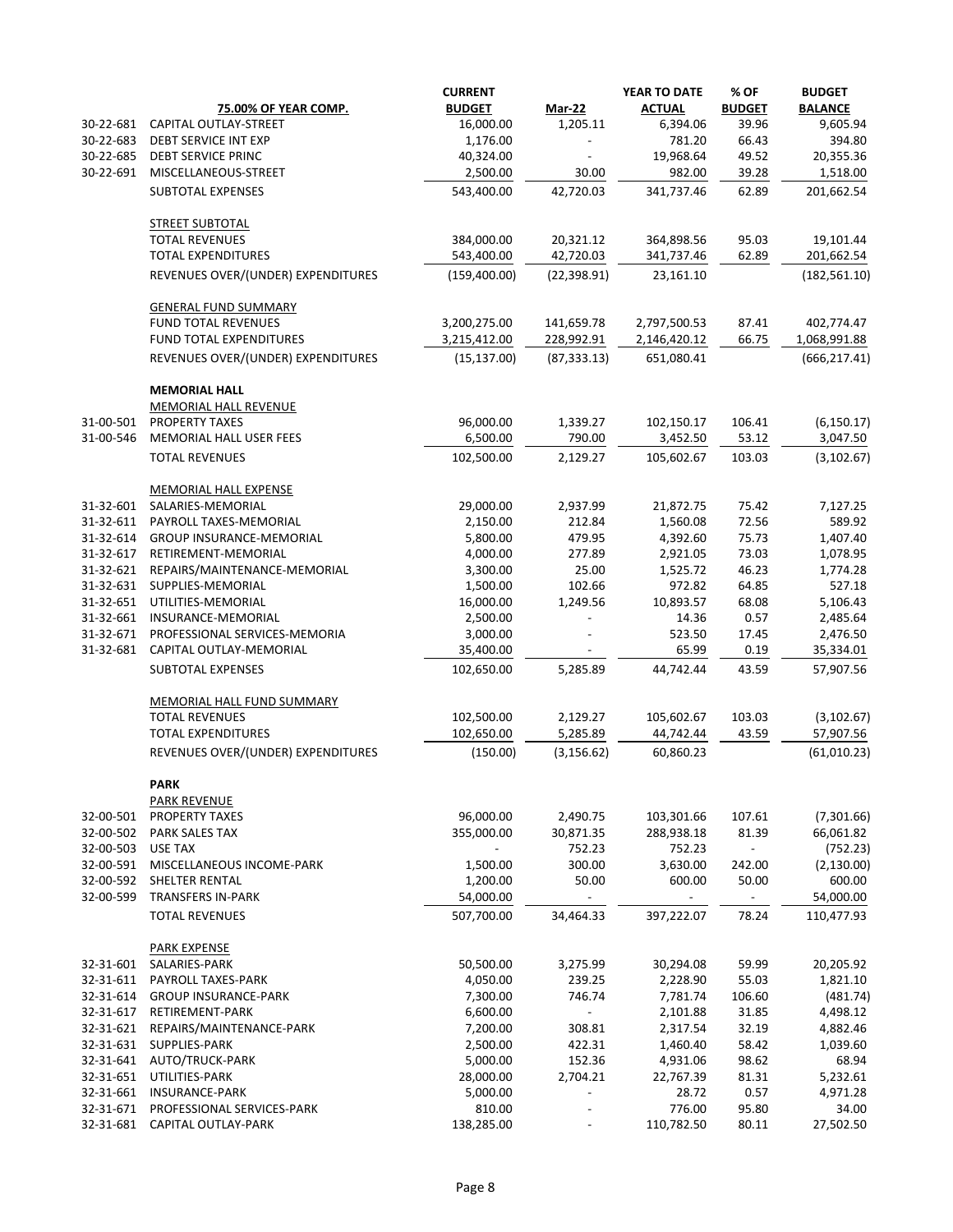| | 75.00% OF YEAR COMP. | CURRENT BUDGET | Mar-22 | YEAR TO DATE ACTUAL | % OF BUDGET | BUDGET BALANCE |
|---|---|---|---|---|---|---|
| 30-22-681 | CAPITAL OUTLAY-STREET | 16,000.00 | 1,205.11 | 6,394.06 | 39.96 | 9,605.94 |
| 30-22-683 | DEBT SERVICE INT EXP | 1,176.00 | - | 781.20 | 66.43 | 394.80 |
| 30-22-685 | DEBT SERVICE PRINC | 40,324.00 | - | 19,968.64 | 49.52 | 20,355.36 |
| 30-22-691 | MISCELLANEOUS-STREET | 2,500.00 | 30.00 | 982.00 | 39.28 | 1,518.00 |
| | SUBTOTAL EXPENSES | 543,400.00 | 42,720.03 | 341,737.46 | 62.89 | 201,662.54 |
| | | | | | | |
| | STREET SUBTOTAL | | | | | |
| | TOTAL REVENUES | 384,000.00 | 20,321.12 | 364,898.56 | 95.03 | 19,101.44 |
| | TOTAL EXPENDITURES | 543,400.00 | 42,720.03 | 341,737.46 | 62.89 | 201,662.54 |
| | REVENUES OVER/(UNDER) EXPENDITURES | (159,400.00) | (22,398.91) | 23,161.10 | | (182,561.10) |
| | | | | | | |
| | GENERAL FUND SUMMARY | | | | | |
| | FUND TOTAL REVENUES | 3,200,275.00 | 141,659.78 | 2,797,500.53 | 87.41 | 402,774.47 |
| | FUND TOTAL EXPENDITURES | 3,215,412.00 | 228,992.91 | 2,146,420.12 | 66.75 | 1,068,991.88 |
| | REVENUES OVER/(UNDER) EXPENDITURES | (15,137.00) | (87,333.13) | 651,080.41 | | (666,217.41) |
| | | | | | | |
| | **MEMORIAL HALL** | | | | | |
| | MEMORIAL HALL REVENUE | | | | | |
| 31-00-501 | PROPERTY TAXES | 96,000.00 | 1,339.27 | 102,150.17 | 106.41 | (6,150.17) |
| 31-00-546 | MEMORIAL HALL USER FEES | 6,500.00 | 790.00 | 3,452.50 | 53.12 | 3,047.50 |
| | TOTAL REVENUES | 102,500.00 | 2,129.27 | 105,602.67 | 103.03 | (3,102.67) |
| | | | | | | |
| | MEMORIAL HALL EXPENSE | | | | | |
| 31-32-601 | SALARIES-MEMORIAL | 29,000.00 | 2,937.99 | 21,872.75 | 75.42 | 7,127.25 |
| 31-32-611 | PAYROLL TAXES-MEMORIAL | 2,150.00 | 212.84 | 1,560.08 | 72.56 | 589.92 |
| 31-32-614 | GROUP INSURANCE-MEMORIAL | 5,800.00 | 479.95 | 4,392.60 | 75.73 | 1,407.40 |
| 31-32-617 | RETIREMENT-MEMORIAL | 4,000.00 | 277.89 | 2,921.05 | 73.03 | 1,078.95 |
| 31-32-621 | REPAIRS/MAINTENANCE-MEMORIAL | 3,300.00 | 25.00 | 1,525.72 | 46.23 | 1,774.28 |
| 31-32-631 | SUPPLIES-MEMORIAL | 1,500.00 | 102.66 | 972.82 | 64.85 | 527.18 |
| 31-32-651 | UTILITIES-MEMORIAL | 16,000.00 | 1,249.56 | 10,893.57 | 68.08 | 5,106.43 |
| 31-32-661 | INSURANCE-MEMORIAL | 2,500.00 | - | 14.36 | 0.57 | 2,485.64 |
| 31-32-671 | PROFESSIONAL SERVICES-MEMORIA | 3,000.00 | - | 523.50 | 17.45 | 2,476.50 |
| 31-32-681 | CAPITAL OUTLAY-MEMORIAL | 35,400.00 | - | 65.99 | 0.19 | 35,334.01 |
| | SUBTOTAL EXPENSES | 102,650.00 | 5,285.89 | 44,742.44 | 43.59 | 57,907.56 |
| | | | | | | |
| | MEMORIAL HALL FUND SUMMARY | | | | | |
| | TOTAL REVENUES | 102,500.00 | 2,129.27 | 105,602.67 | 103.03 | (3,102.67) |
| | TOTAL EXPENDITURES | 102,650.00 | 5,285.89 | 44,742.44 | 43.59 | 57,907.56 |
| | REVENUES OVER/(UNDER) EXPENDITURES | (150.00) | (3,156.62) | 60,860.23 | | (61,010.23) |
| | | | | | | |
| | **PARK** | | | | | |
| | PARK REVENUE | | | | | |
| 32-00-501 | PROPERTY TAXES | 96,000.00 | 2,490.75 | 103,301.66 | 107.61 | (7,301.66) |
| 32-00-502 | PARK SALES TAX | 355,000.00 | 30,871.35 | 288,938.18 | 81.39 | 66,061.82 |
| 32-00-503 | USE TAX | - | 752.23 | 752.23 | - | (752.23) |
| 32-00-591 | MISCELLANEOUS INCOME-PARK | 1,500.00 | 300.00 | 3,630.00 | 242.00 | (2,130.00) |
| 32-00-592 | SHELTER RENTAL | 1,200.00 | 50.00 | 600.00 | 50.00 | 600.00 |
| 32-00-599 | TRANSFERS IN-PARK | 54,000.00 | - | - | - | 54,000.00 |
| | TOTAL REVENUES | 507,700.00 | 34,464.33 | 397,222.07 | 78.24 | 110,477.93 |
| | | | | | | |
| | PARK EXPENSE | | | | | |
| 32-31-601 | SALARIES-PARK | 50,500.00 | 3,275.99 | 30,294.08 | 59.99 | 20,205.92 |
| 32-31-611 | PAYROLL TAXES-PARK | 4,050.00 | 239.25 | 2,228.90 | 55.03 | 1,821.10 |
| 32-31-614 | GROUP INSURANCE-PARK | 7,300.00 | 746.74 | 7,781.74 | 106.60 | (481.74) |
| 32-31-617 | RETIREMENT-PARK | 6,600.00 | - | 2,101.88 | 31.85 | 4,498.12 |
| 32-31-621 | REPAIRS/MAINTENANCE-PARK | 7,200.00 | 308.81 | 2,317.54 | 32.19 | 4,882.46 |
| 32-31-631 | SUPPLIES-PARK | 2,500.00 | 422.31 | 1,460.40 | 58.42 | 1,039.60 |
| 32-31-641 | AUTO/TRUCK-PARK | 5,000.00 | 152.36 | 4,931.06 | 98.62 | 68.94 |
| 32-31-651 | UTILITIES-PARK | 28,000.00 | 2,704.21 | 22,767.39 | 81.31 | 5,232.61 |
| 32-31-661 | INSURANCE-PARK | 5,000.00 | - | 28.72 | 0.57 | 4,971.28 |
| 32-31-671 | PROFESSIONAL SERVICES-PARK | 810.00 | - | 776.00 | 95.80 | 34.00 |
| 32-31-681 | CAPITAL OUTLAY-PARK | 138,285.00 | - | 110,782.50 | 80.11 | 27,502.50 |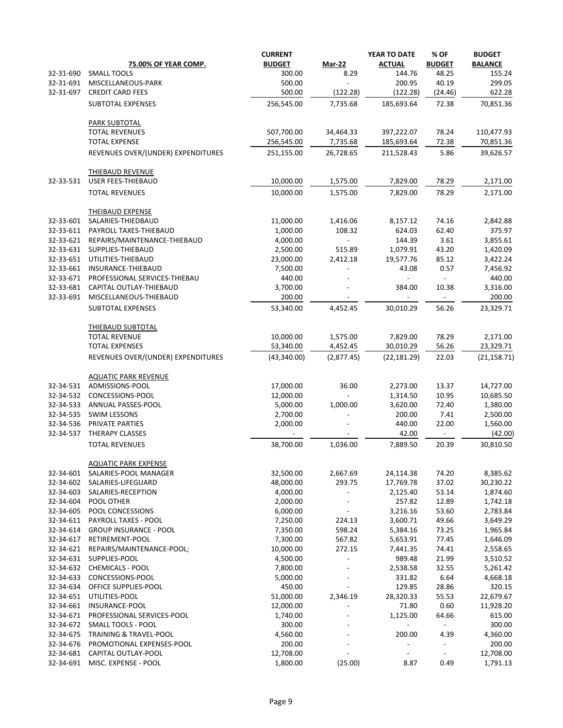| | 75.00% OF YEAR COMP. | CURRENT BUDGET | Mar-22 | YEAR TO DATE ACTUAL | % OF BUDGET | BUDGET BALANCE |
|---|---|---|---|---|---|---|
| 32-31-690 | SMALL TOOLS | 300.00 | 8.29 | 144.76 | 48.25 | 155.24 |
| 32-31-691 | MISCELLANEOUS-PARK | 500.00 | - | 200.95 | 40.19 | 299.05 |
| 32-31-697 | CREDIT CARD FEES | 500.00 | (122.28) | (122.28) | (24.46) | 622.28 |
| | SUBTOTAL EXPENSES | 256,545.00 | 7,735.68 | 185,693.64 | 72.38 | 70,851.36 |
| | PARK SUBTOTAL | | | | | |
| | TOTAL REVENUES | 507,700.00 | 34,464.33 | 397,222.07 | 78.24 | 110,477.93 |
| | TOTAL EXPENSE | 256,545.00 | 7,735.68 | 185,693.64 | 72.38 | 70,851.36 |
| | REVENUES OVER/(UNDER) EXPENDITURES | 251,155.00 | 26,728.65 | 211,528.43 | 5.86 | 39,626.57 |
| | THIEBAUD REVENUE | | | | | |
| 32-33-531 | USER FEES-THIEBAUD | 10,000.00 | 1,575.00 | 7,829.00 | 78.29 | 2,171.00 |
| | TOTAL REVENUES | 10,000.00 | 1,575.00 | 7,829.00 | 78.29 | 2,171.00 |
| | THEIBAUD EXPENSE | | | | | |
| 32-33-601 | SALARIES-THIEBAUD | 11,000.00 | 1,416.06 | 8,157.12 | 74.16 | 2,842.88 |
| 32-33-611 | PAYROLL TAXES-THIEBAUD | 1,000.00 | 108.32 | 624.03 | 62.40 | 375.97 |
| 32-33-621 | REPAIRS/MAINTENANCE-THIEBAUD | 4,000.00 | - | 144.39 | 3.61 | 3,855.61 |
| 32-33-631 | SUPPLIES-THIEBAUD | 2,500.00 | 515.89 | 1,079.91 | 43.20 | 1,420.09 |
| 32-33-651 | UTILITIES-THIEBAUD | 23,000.00 | 2,412.18 | 19,577.76 | 85.12 | 3,422.24 |
| 32-33-661 | INSURANCE-THIEBAUD | 7,500.00 | - | 43.08 | 0.57 | 7,456.92 |
| 32-33-671 | PROFESSIONAL SERVICES-THIEBAU | 440.00 | - | - | - | 440.00 |
| 32-33-681 | CAPITAL OUTLAY-THIEBAUD | 3,700.00 | - | 384.00 | 10.38 | 3,316.00 |
| 32-33-691 | MISCELLANEOUS-THIEBAUD | 200.00 | - | - | - | 200.00 |
| | SUBTOTAL EXPENSES | 53,340.00 | 4,452.45 | 30,010.29 | 56.26 | 23,329.71 |
| | THIEBAUD SUBTOTAL | | | | | |
| | TOTAL REVENUE | 10,000.00 | 1,575.00 | 7,829.00 | 78.29 | 2,171.00 |
| | TOTAL EXPENSES | 53,340.00 | 4,452.45 | 30,010.29 | 56.26 | 23,329.71 |
| | REVENUES OVER/(UNDER) EXPENDITURES | (43,340.00) | (2,877.45) | (22,181.29) | 22.03 | (21,158.71) |
| | AQUATIC PARK REVENUE | | | | | |
| 32-34-531 | ADMISSIONS-POOL | 17,000.00 | 36.00 | 2,273.00 | 13.37 | 14,727.00 |
| 32-34-532 | CONCESSIONS-POOL | 12,000.00 | - | 1,314.50 | 10.95 | 10,685.50 |
| 32-34-533 | ANNUAL PASSES-POOL | 5,000.00 | 1,000.00 | 3,620.00 | 72.40 | 1,380.00 |
| 32-34-535 | SWIM LESSONS | 2,700.00 | - | 200.00 | 7.41 | 2,500.00 |
| 32-34-536 | PRIVATE PARTIES | 2,000.00 | - | 440.00 | 22.00 | 1,560.00 |
| 32-34-537 | THERAPY CLASSES | - | - | 42.00 | - | (42.00) |
| | TOTAL REVENUES | 38,700.00 | 1,036.00 | 7,889.50 | 20.39 | 30,810.50 |
| | AQUATIC PARK EXPENSE | | | | | |
| 32-34-601 | SALARIES-POOL MANAGER | 32,500.00 | 2,667.69 | 24,114.38 | 74.20 | 8,385.62 |
| 32-34-602 | SALARIES-LIFEGUARD | 48,000.00 | 293.75 | 17,769.78 | 37.02 | 30,230.22 |
| 32-34-603 | SALARIES-RECEPTION | 4,000.00 | - | 2,125.40 | 53.14 | 1,874.60 |
| 32-34-604 | POOL OTHER | 2,000.00 | - | 257.82 | 12.89 | 1,742.18 |
| 32-34-605 | POOL CONCESSIONS | 6,000.00 | - | 3,216.16 | 53.60 | 2,783.84 |
| 32-34-611 | PAYROLL TAXES - POOL | 7,250.00 | 224.13 | 3,600.71 | 49.66 | 3,649.29 |
| 32-34-614 | GROUP INSURANCE - POOL | 7,350.00 | 598.24 | 5,384.16 | 73.25 | 1,965.84 |
| 32-34-617 | RETIREMENT-POOL | 7,300.00 | 567.82 | 5,653.91 | 77.45 | 1,646.09 |
| 32-34-621 | REPAIRS/MAINTENANCE-POOL; | 10,000.00 | 272.15 | 7,441.35 | 74.41 | 2,558.65 |
| 32-34-631 | SUPPLIES-POOL | 4,500.00 | - | 989.48 | 21.99 | 3,510.52 |
| 32-34-632 | CHEMICALS - POOL | 7,800.00 | - | 2,538.58 | 32.55 | 5,261.42 |
| 32-34-633 | CONCESSIONS-POOL | 5,000.00 | - | 331.82 | 6.64 | 4,668.18 |
| 32-34-634 | OFFICE SUPPLIES-POOL | 450.00 | - | 129.85 | 28.86 | 320.15 |
| 32-34-651 | UTILITIES-POOL | 51,000.00 | 2,346.19 | 28,320.33 | 55.53 | 22,679.67 |
| 32-34-661 | INSURANCE-POOL | 12,000.00 | - | 71.80 | 0.60 | 11,928.20 |
| 32-34-671 | PROFESSIONAL SERVICES-POOL | 1,740.00 | - | 1,125.00 | 64.66 | 615.00 |
| 32-34-672 | SMALL TOOLS - POOL | 300.00 | - | - | - | 300.00 |
| 32-34-675 | TRAINING & TRAVEL-POOL | 4,560.00 | - | 200.00 | 4.39 | 4,360.00 |
| 32-34-676 | PROMOTIONAL EXPENSES-POOL | 200.00 | - | - | - | 200.00 |
| 32-34-681 | CAPITAL OUTLAY-POOL | 12,708.00 | - | - | - | 12,708.00 |
| 32-34-691 | MISC. EXPENSE - POOL | 1,800.00 | (25.00) | 8.87 | 0.49 | 1,791.13 |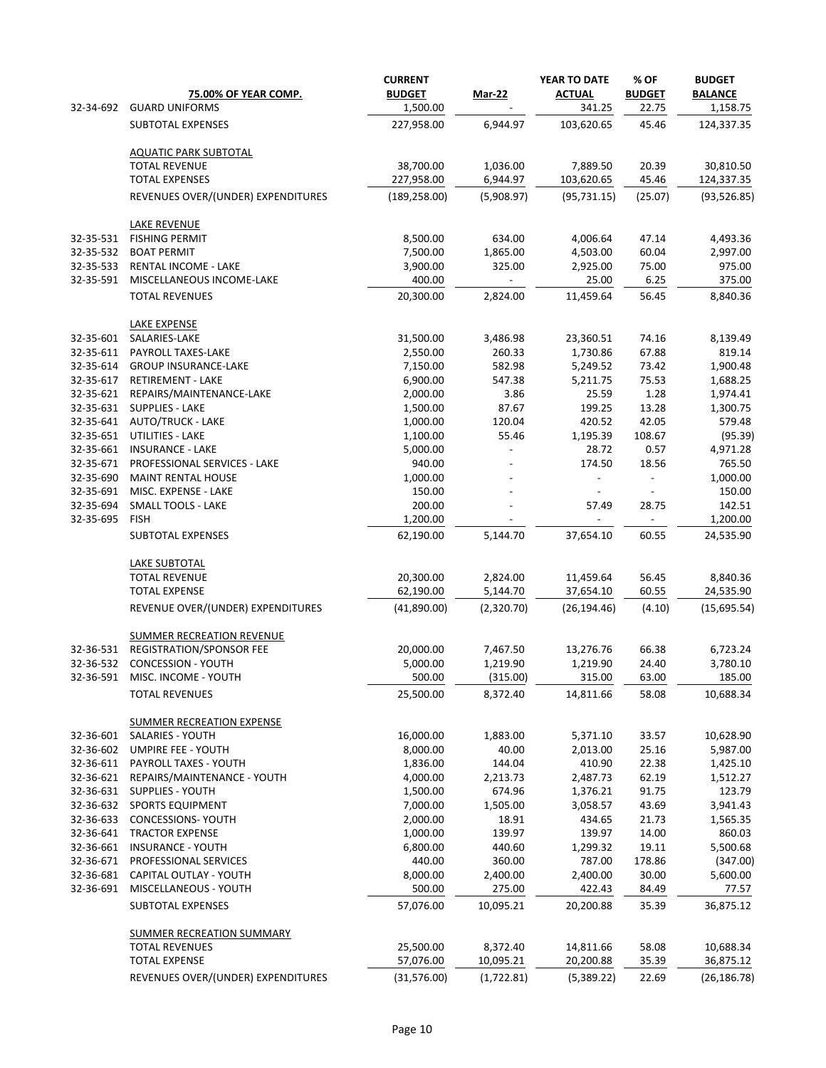| | 75.00% OF YEAR COMP. | CURRENT BUDGET | Mar-22 | YEAR TO DATE ACTUAL | % OF BUDGET | BUDGET BALANCE |
|---|---|---|---|---|---|---|
| 32-34-692 | GUARD UNIFORMS | 1,500.00 | - | 341.25 | 22.75 | 1,158.75 |
| | SUBTOTAL EXPENSES | 227,958.00 | 6,944.97 | 103,620.65 | 45.46 | 124,337.35 |
| | | | | | | |
| | AQUATIC PARK SUBTOTAL | | | | | |
| | TOTAL REVENUE | 38,700.00 | 1,036.00 | 7,889.50 | 20.39 | 30,810.50 |
| | TOTAL EXPENSES | 227,958.00 | 6,944.97 | 103,620.65 | 45.46 | 124,337.35 |
| | REVENUES OVER/(UNDER) EXPENDITURES | (189,258.00) | (5,908.97) | (95,731.15) | (25.07) | (93,526.85) |
| | | | | | | |
| | LAKE REVENUE | | | | | |
| 32-35-531 | FISHING PERMIT | 8,500.00 | 634.00 | 4,006.64 | 47.14 | 4,493.36 |
| 32-35-532 | BOAT PERMIT | 7,500.00 | 1,865.00 | 4,503.00 | 60.04 | 2,997.00 |
| 32-35-533 | RENTAL INCOME - LAKE | 3,900.00 | 325.00 | 2,925.00 | 75.00 | 975.00 |
| 32-35-591 | MISCELLANEOUS INCOME-LAKE | 400.00 | - | 25.00 | 6.25 | 375.00 |
| | TOTAL REVENUES | 20,300.00 | 2,824.00 | 11,459.64 | 56.45 | 8,840.36 |
| | | | | | | |
| | LAKE EXPENSE | | | | | |
| 32-35-601 | SALARIES-LAKE | 31,500.00 | 3,486.98 | 23,360.51 | 74.16 | 8,139.49 |
| 32-35-611 | PAYROLL TAXES-LAKE | 2,550.00 | 260.33 | 1,730.86 | 67.88 | 819.14 |
| 32-35-614 | GROUP INSURANCE-LAKE | 7,150.00 | 582.98 | 5,249.52 | 73.42 | 1,900.48 |
| 32-35-617 | RETIREMENT - LAKE | 6,900.00 | 547.38 | 5,211.75 | 75.53 | 1,688.25 |
| 32-35-621 | REPAIRS/MAINTENANCE-LAKE | 2,000.00 | 3.86 | 25.59 | 1.28 | 1,974.41 |
| 32-35-631 | SUPPLIES - LAKE | 1,500.00 | 87.67 | 199.25 | 13.28 | 1,300.75 |
| 32-35-641 | AUTO/TRUCK - LAKE | 1,000.00 | 120.04 | 420.52 | 42.05 | 579.48 |
| 32-35-651 | UTILITIES - LAKE | 1,100.00 | 55.46 | 1,195.39 | 108.67 | (95.39) |
| 32-35-661 | INSURANCE - LAKE | 5,000.00 | - | 28.72 | 0.57 | 4,971.28 |
| 32-35-671 | PROFESSIONAL SERVICES - LAKE | 940.00 | - | 174.50 | 18.56 | 765.50 |
| 32-35-690 | MAINT RENTAL HOUSE | 1,000.00 | - | - | - | 1,000.00 |
| 32-35-691 | MISC. EXPENSE - LAKE | 150.00 | - | - | - | 150.00 |
| 32-35-694 | SMALL TOOLS - LAKE | 200.00 | - | 57.49 | 28.75 | 142.51 |
| 32-35-695 | FISH | 1,200.00 | - | - | - | 1,200.00 |
| | SUBTOTAL EXPENSES | 62,190.00 | 5,144.70 | 37,654.10 | 60.55 | 24,535.90 |
| | | | | | | |
| | LAKE SUBTOTAL | | | | | |
| | TOTAL REVENUE | 20,300.00 | 2,824.00 | 11,459.64 | 56.45 | 8,840.36 |
| | TOTAL EXPENSE | 62,190.00 | 5,144.70 | 37,654.10 | 60.55 | 24,535.90 |
| | REVENUE OVER/(UNDER) EXPENDITURES | (41,890.00) | (2,320.70) | (26,194.46) | (4.10) | (15,695.54) |
| | | | | | | |
| | SUMMER RECREATION REVENUE | | | | | |
| 32-36-531 | REGISTRATION/SPONSOR FEE | 20,000.00 | 7,467.50 | 13,276.76 | 66.38 | 6,723.24 |
| 32-36-532 | CONCESSION - YOUTH | 5,000.00 | 1,219.90 | 1,219.90 | 24.40 | 3,780.10 |
| 32-36-591 | MISC. INCOME - YOUTH | 500.00 | (315.00) | 315.00 | 63.00 | 185.00 |
| | TOTAL REVENUES | 25,500.00 | 8,372.40 | 14,811.66 | 58.08 | 10,688.34 |
| | | | | | | |
| | SUMMER RECREATION EXPENSE | | | | | |
| 32-36-601 | SALARIES - YOUTH | 16,000.00 | 1,883.00 | 5,371.10 | 33.57 | 10,628.90 |
| 32-36-602 | UMPIRE FEE - YOUTH | 8,000.00 | 40.00 | 2,013.00 | 25.16 | 5,987.00 |
| 32-36-611 | PAYROLL TAXES - YOUTH | 1,836.00 | 144.04 | 410.90 | 22.38 | 1,425.10 |
| 32-36-621 | REPAIRS/MAINTENANCE - YOUTH | 4,000.00 | 2,213.73 | 2,487.73 | 62.19 | 1,512.27 |
| 32-36-631 | SUPPLIES - YOUTH | 1,500.00 | 674.96 | 1,376.21 | 91.75 | 123.79 |
| 32-36-632 | SPORTS EQUIPMENT | 7,000.00 | 1,505.00 | 3,058.57 | 43.69 | 3,941.43 |
| 32-36-633 | CONCESSIONS- YOUTH | 2,000.00 | 18.91 | 434.65 | 21.73 | 1,565.35 |
| 32-36-641 | TRACTOR EXPENSE | 1,000.00 | 139.97 | 139.97 | 14.00 | 860.03 |
| 32-36-661 | INSURANCE - YOUTH | 6,800.00 | 440.60 | 1,299.32 | 19.11 | 5,500.68 |
| 32-36-671 | PROFESSIONAL SERVICES | 440.00 | 360.00 | 787.00 | 178.86 | (347.00) |
| 32-36-681 | CAPITAL OUTLAY - YOUTH | 8,000.00 | 2,400.00 | 2,400.00 | 30.00 | 5,600.00 |
| 32-36-691 | MISCELLANEOUS - YOUTH | 500.00 | 275.00 | 422.43 | 84.49 | 77.57 |
| | SUBTOTAL EXPENSES | 57,076.00 | 10,095.21 | 20,200.88 | 35.39 | 36,875.12 |
| | | | | | | |
| | SUMMER RECREATION SUMMARY | | | | | |
| | TOTAL REVENUES | 25,500.00 | 8,372.40 | 14,811.66 | 58.08 | 10,688.34 |
| | TOTAL EXPENSE | 57,076.00 | 10,095.21 | 20,200.88 | 35.39 | 36,875.12 |
| | REVENUES OVER/(UNDER) EXPENDITURES | (31,576.00) | (1,722.81) | (5,389.22) | 22.69 | (26,186.78) |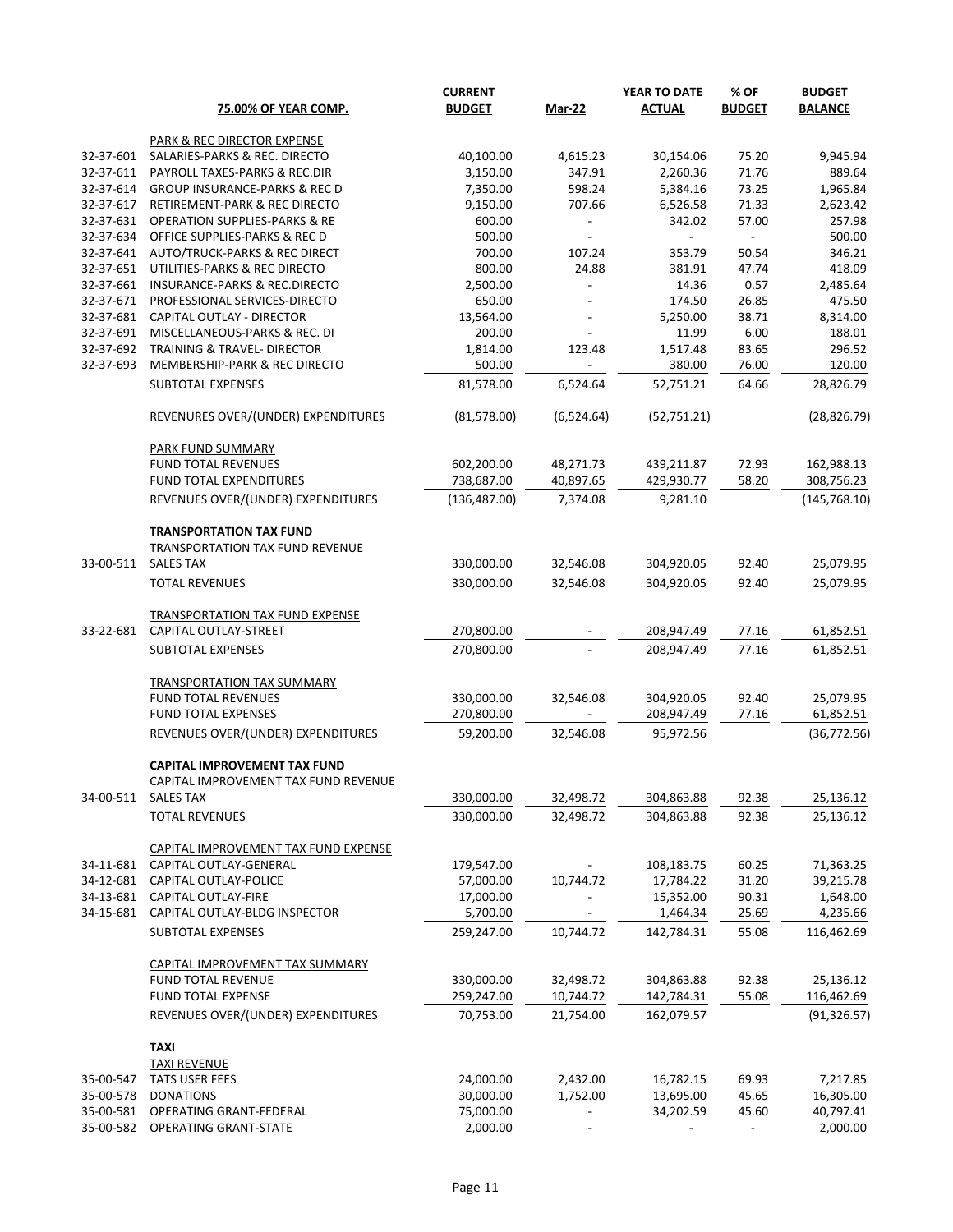| | 75.00% OF YEAR COMP. | CURRENT BUDGET | Mar-22 | YEAR TO DATE ACTUAL | % OF BUDGET | BUDGET BALANCE |
|---|---|---|---|---|---|---|
| | PARK & REC DIRECTOR EXPENSE | | | | | |
| 32-37-601 | SALARIES-PARKS & REC. DIRECTO | 40,100.00 | 4,615.23 | 30,154.06 | 75.20 | 9,945.94 |
| 32-37-611 | PAYROLL TAXES-PARKS & REC.DIR | 3,150.00 | 347.91 | 2,260.36 | 71.76 | 889.64 |
| 32-37-614 | GROUP INSURANCE-PARKS & REC D | 7,350.00 | 598.24 | 5,384.16 | 73.25 | 1,965.84 |
| 32-37-617 | RETIREMENT-PARK & REC DIRECTO | 9,150.00 | 707.66 | 6,526.58 | 71.33 | 2,623.42 |
| 32-37-631 | OPERATION SUPPLIES-PARKS & RE | 600.00 | - | 342.02 | 57.00 | 257.98 |
| 32-37-634 | OFFICE SUPPLIES-PARKS & REC D | 500.00 | - | - | - | 500.00 |
| 32-37-641 | AUTO/TRUCK-PARKS & REC DIRECT | 700.00 | 107.24 | 353.79 | 50.54 | 346.21 |
| 32-37-651 | UTILITIES-PARKS & REC DIRECTO | 800.00 | 24.88 | 381.91 | 47.74 | 418.09 |
| 32-37-661 | INSURANCE-PARKS & REC.DIRECTO | 2,500.00 | - | 14.36 | 0.57 | 2,485.64 |
| 32-37-671 | PROFESSIONAL SERVICES-DIRECTO | 650.00 | - | 174.50 | 26.85 | 475.50 |
| 32-37-681 | CAPITAL OUTLAY - DIRECTOR | 13,564.00 | - | 5,250.00 | 38.71 | 8,314.00 |
| 32-37-691 | MISCELLANEOUS-PARKS & REC. DI | 200.00 | - | 11.99 | 6.00 | 188.01 |
| 32-37-692 | TRAINING & TRAVEL- DIRECTOR | 1,814.00 | 123.48 | 1,517.48 | 83.65 | 296.52 |
| 32-37-693 | MEMBERSHIP-PARK & REC DIRECTO | 500.00 | - | 380.00 | 76.00 | 120.00 |
| | SUBTOTAL EXPENSES | 81,578.00 | 6,524.64 | 52,751.21 | 64.66 | 28,826.79 |
| | REVENURES OVER/(UNDER) EXPENDITURES | (81,578.00) | (6,524.64) | (52,751.21) | | (28,826.79) |
| | PARK FUND SUMMARY | | | | | |
| | FUND TOTAL REVENUES | 602,200.00 | 48,271.73 | 439,211.87 | 72.93 | 162,988.13 |
| | FUND TOTAL EXPENDITURES | 738,687.00 | 40,897.65 | 429,930.77 | 58.20 | 308,756.23 |
| | REVENUES OVER/(UNDER) EXPENDITURES | (136,487.00) | 7,374.08 | 9,281.10 | | (145,768.10) |
| | **TRANSPORTATION TAX FUND** | | | | | |
| | TRANSPORTATION TAX FUND REVENUE | | | | | |
| 33-00-511 | SALES TAX | 330,000.00 | 32,546.08 | 304,920.05 | 92.40 | 25,079.95 |
| | TOTAL REVENUES | 330,000.00 | 32,546.08 | 304,920.05 | 92.40 | 25,079.95 |
| | TRANSPORTATION TAX FUND EXPENSE | | | | | |
| 33-22-681 | CAPITAL OUTLAY-STREET | 270,800.00 | - | 208,947.49 | 77.16 | 61,852.51 |
| | SUBTOTAL EXPENSES | 270,800.00 | - | 208,947.49 | 77.16 | 61,852.51 |
| | TRANSPORTATION TAX SUMMARY | | | | | |
| | FUND TOTAL REVENUES | 330,000.00 | 32,546.08 | 304,920.05 | 92.40 | 25,079.95 |
| | FUND TOTAL EXPENSES | 270,800.00 | - | 208,947.49 | 77.16 | 61,852.51 |
| | REVENUES OVER/(UNDER) EXPENDITURES | 59,200.00 | 32,546.08 | 95,972.56 | | (36,772.56) |
| | **CAPITAL IMPROVEMENT TAX FUND** | | | | | |
| | CAPITAL IMPROVEMENT TAX FUND REVENUE | | | | | |
| 34-00-511 | SALES TAX | 330,000.00 | 32,498.72 | 304,863.88 | 92.38 | 25,136.12 |
| | TOTAL REVENUES | 330,000.00 | 32,498.72 | 304,863.88 | 92.38 | 25,136.12 |
| | CAPITAL IMPROVEMENT TAX FUND EXPENSE | | | | | |
| 34-11-681 | CAPITAL OUTLAY-GENERAL | 179,547.00 | - | 108,183.75 | 60.25 | 71,363.25 |
| 34-12-681 | CAPITAL OUTLAY-POLICE | 57,000.00 | 10,744.72 | 17,784.22 | 31.20 | 39,215.78 |
| 34-13-681 | CAPITAL OUTLAY-FIRE | 17,000.00 | - | 15,352.00 | 90.31 | 1,648.00 |
| 34-15-681 | CAPITAL OUTLAY-BLDG INSPECTOR | 5,700.00 | - | 1,464.34 | 25.69 | 4,235.66 |
| | SUBTOTAL EXPENSES | 259,247.00 | 10,744.72 | 142,784.31 | 55.08 | 116,462.69 |
| | CAPITAL IMPROVEMENT TAX SUMMARY | | | | | |
| | FUND TOTAL REVENUE | 330,000.00 | 32,498.72 | 304,863.88 | 92.38 | 25,136.12 |
| | FUND TOTAL EXPENSE | 259,247.00 | 10,744.72 | 142,784.31 | 55.08 | 116,462.69 |
| | REVENUES OVER/(UNDER) EXPENDITURES | 70,753.00 | 21,754.00 | 162,079.57 | | (91,326.57) |
| | **TAXI** | | | | | |
| | TAXI REVENUE | | | | | |
| 35-00-547 | TATS USER FEES | 24,000.00 | 2,432.00 | 16,782.15 | 69.93 | 7,217.85 |
| 35-00-578 | DONATIONS | 30,000.00 | 1,752.00 | 13,695.00 | 45.65 | 16,305.00 |
| 35-00-581 | OPERATING GRANT-FEDERAL | 75,000.00 | - | 34,202.59 | 45.60 | 40,797.41 |
| 35-00-582 | OPERATING GRANT-STATE | 2,000.00 | - | - | - | 2,000.00 |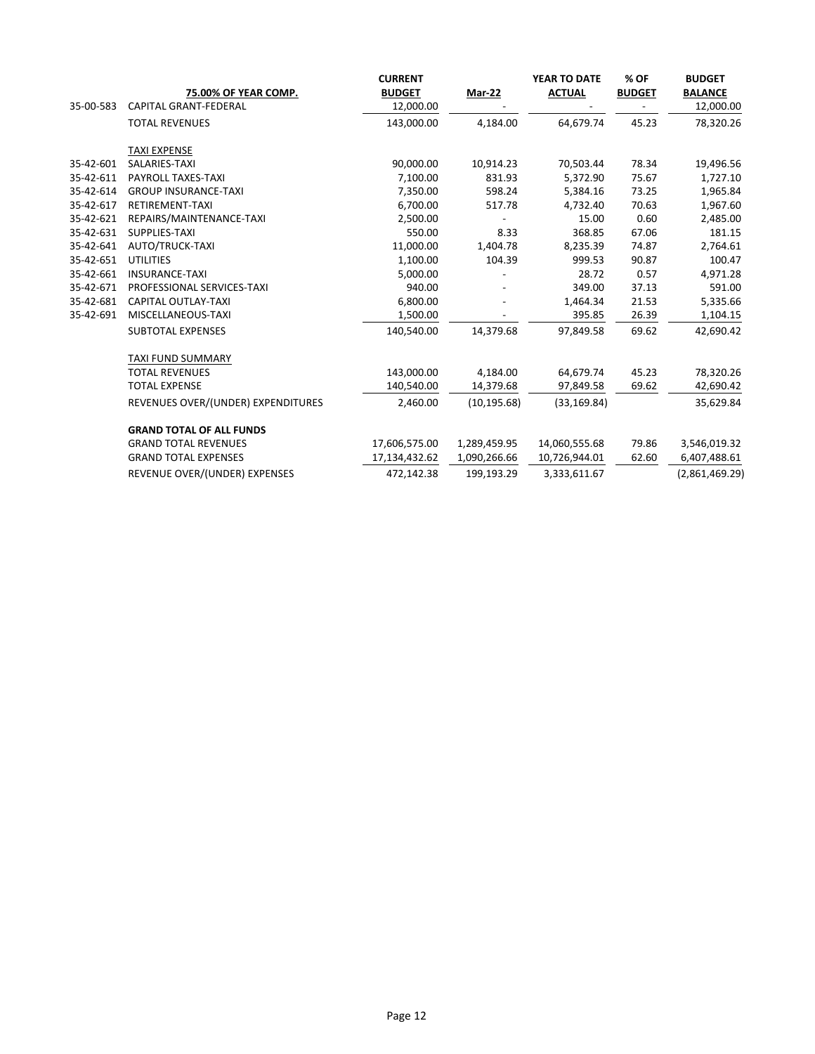| | 75.00% OF YEAR COMP. | CURRENT BUDGET | Mar-22 | YEAR TO DATE ACTUAL | % OF BUDGET | BUDGET BALANCE |
|---|---|---|---|---|---|---|
| 35-00-583 | CAPITAL GRANT-FEDERAL | 12,000.00 | - | - | - | 12,000.00 |
| | TOTAL REVENUES | 143,000.00 | 4,184.00 | 64,679.74 | 45.23 | 78,320.26 |
| | TAXI EXPENSE | | | | | |
| 35-42-601 | SALARIES-TAXI | 90,000.00 | 10,914.23 | 70,503.44 | 78.34 | 19,496.56 |
| 35-42-611 | PAYROLL TAXES-TAXI | 7,100.00 | 831.93 | 5,372.90 | 75.67 | 1,727.10 |
| 35-42-614 | GROUP INSURANCE-TAXI | 7,350.00 | 598.24 | 5,384.16 | 73.25 | 1,965.84 |
| 35-42-617 | RETIREMENT-TAXI | 6,700.00 | 517.78 | 4,732.40 | 70.63 | 1,967.60 |
| 35-42-621 | REPAIRS/MAINTENANCE-TAXI | 2,500.00 | - | 15.00 | 0.60 | 2,485.00 |
| 35-42-631 | SUPPLIES-TAXI | 550.00 | 8.33 | 368.85 | 67.06 | 181.15 |
| 35-42-641 | AUTO/TRUCK-TAXI | 11,000.00 | 1,404.78 | 8,235.39 | 74.87 | 2,764.61 |
| 35-42-651 | UTILITIES | 1,100.00 | 104.39 | 999.53 | 90.87 | 100.47 |
| 35-42-661 | INSURANCE-TAXI | 5,000.00 | - | 28.72 | 0.57 | 4,971.28 |
| 35-42-671 | PROFESSIONAL SERVICES-TAXI | 940.00 | - | 349.00 | 37.13 | 591.00 |
| 35-42-681 | CAPITAL OUTLAY-TAXI | 6,800.00 | - | 1,464.34 | 21.53 | 5,335.66 |
| 35-42-691 | MISCELLANEOUS-TAXI | 1,500.00 | - | 395.85 | 26.39 | 1,104.15 |
| | SUBTOTAL EXPENSES | 140,540.00 | 14,379.68 | 97,849.58 | 69.62 | 42,690.42 |
| | TAXI FUND SUMMARY | | | | | |
| | TOTAL REVENUES | 143,000.00 | 4,184.00 | 64,679.74 | 45.23 | 78,320.26 |
| | TOTAL EXPENSE | 140,540.00 | 14,379.68 | 97,849.58 | 69.62 | 42,690.42 |
| | REVENUES OVER/(UNDER) EXPENDITURES | 2,460.00 | (10,195.68) | (33,169.84) | | 35,629.84 |
| | **GRAND TOTAL OF ALL FUNDS** | | | | | |
| | GRAND TOTAL REVENUES | 17,606,575.00 | 1,289,459.95 | 14,060,555.68 | 79.86 | 3,546,019.32 |
| | GRAND TOTAL EXPENSES | 17,134,432.62 | 1,090,266.66 | 10,726,944.01 | 62.60 | 6,407,488.61 |
| | REVENUE OVER/(UNDER) EXPENSES | 472,142.38 | 199,193.29 | 3,333,611.67 | | (2,861,469.29) |